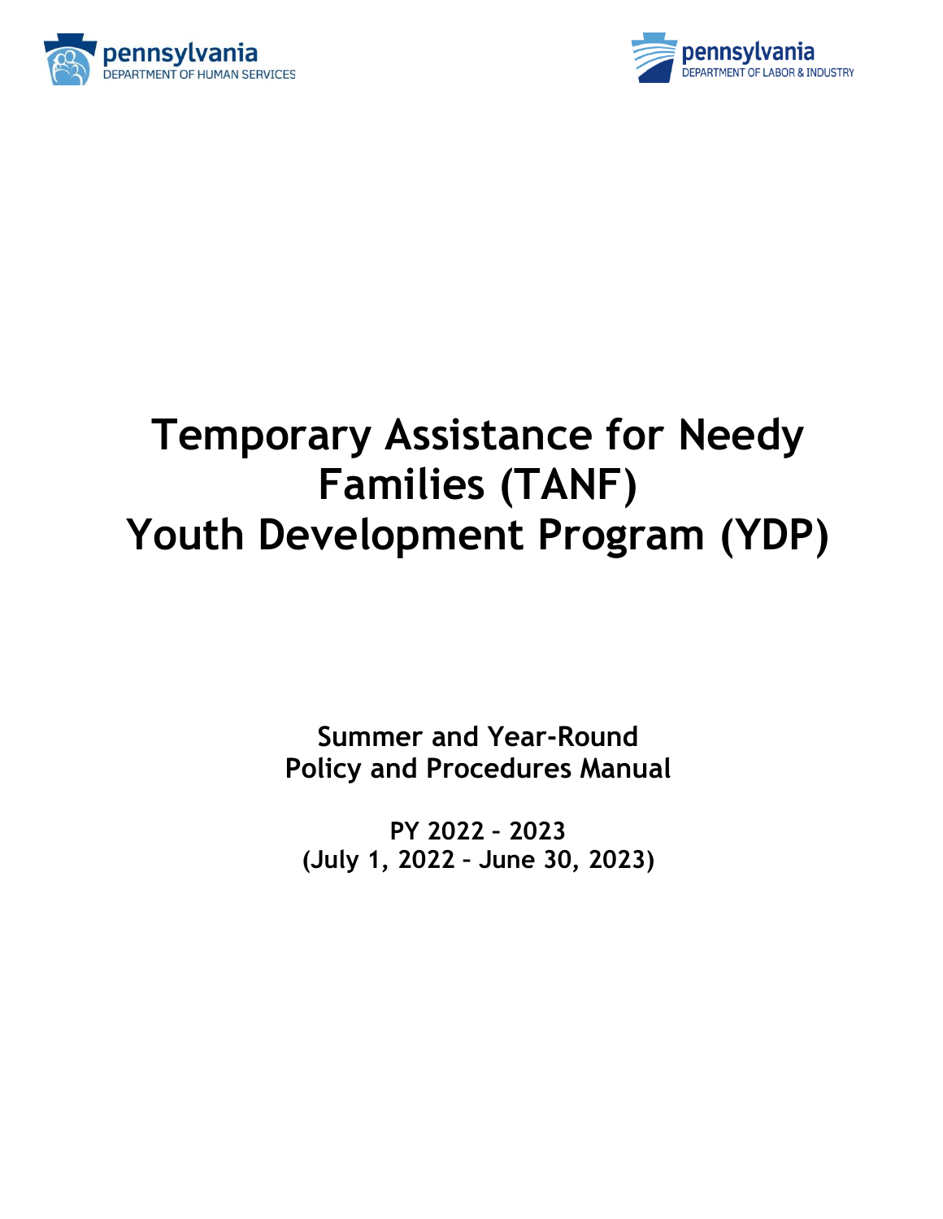pennsylvania
DEPARTMENT OF HUMAN SERVICES

pennsylvania
DEPARTMENT OF LABOR & INDUSTRY

# Temporary Assistance for Needy Families (TANF) Youth Development Program (YDP)

**Summer and Year-Round**
**Policy and Procedures Manual**

**PY 2022 – 2023**
**(July 1, 2022 – June 30, 2023)**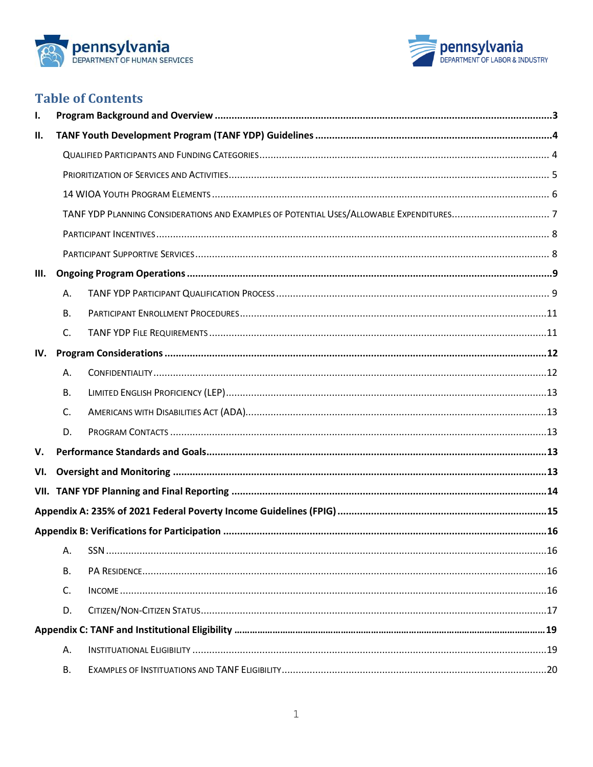## Table of Contents

- **I. Program Background and Overview** ..... 3
- **II. TANF Youth Development Program (TANF YDP) Guidelines** ..... 4
  - Qualified Participants and Funding Categories ..... 4
  - Prioritization of Services and Activities ..... 5
  - 14 WIOA Youth Program Elements ..... 6
  - TANF YDP Planning Considerations and Examples of Potential Uses/Allowable Expenditures ..... 7
  - Participant Incentives ..... 8
  - Participant Supportive Services ..... 8
- **III. Ongoing Program Operations** ..... 9
  - A. TANF YDP Participant Qualification Process ..... 9
  - B. Participant Enrollment Procedures ..... 11
  - C. TANF YDP File Requirements ..... 11
- **IV. Program Considerations** ..... 12
  - A. Confidentiality ..... 12
  - B. Limited English Proficiency (LEP) ..... 13
  - C. Americans with Disabilities Act (ADA) ..... 13
  - D. Program Contacts ..... 13
- **V. Performance Standards and Goals** ..... 13
- **VI. Oversight and Monitoring** ..... 13
- **VII. TANF YDF Planning and Final Reporting** ..... 14
- **Appendix A: 235% of 2021 Federal Poverty Income Guidelines (FPIG)** ..... 15
- **Appendix B: Verifications for Participation** ..... 16
  - A. SSN ..... 16
  - B. PA Residence ..... 16
  - C. Income ..... 16
  - D. Citizen/Non-Citizen Status ..... 17
- **Appendix C: TANF and Institutional Eligibility** ..... 19
  - A. Institutional Eligibility ..... 19
  - B. Examples of Institutions and TANF Eligibility ..... 20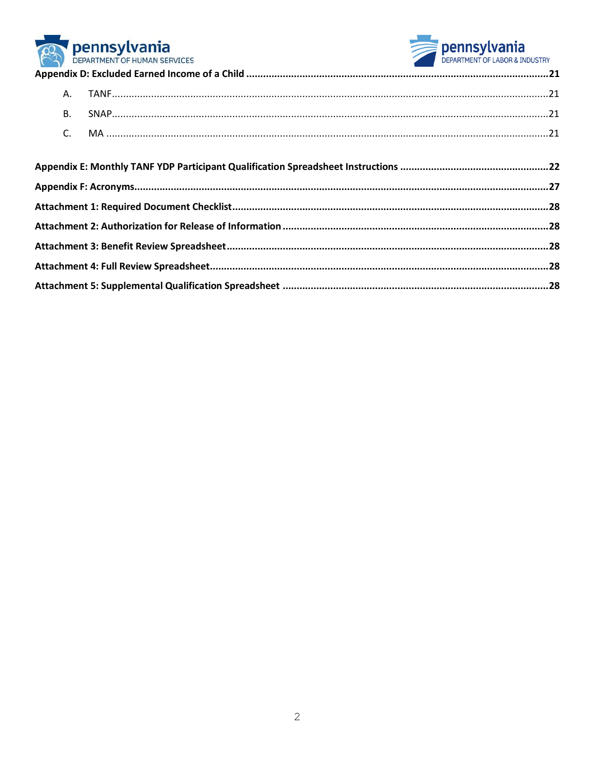**Appendix D: Excluded Earned Income of a Child** ........ 21

- A. TANF ........ 21
- B. SNAP ........ 21
- C. MA ........ 21

**Appendix E: Monthly TANF YDP Participant Qualification Spreadsheet Instructions** ........ 22

**Appendix F: Acronyms** ........ 27

**Attachment 1: Required Document Checklist** ........ 28

**Attachment 2: Authorization for Release of Information** ........ 28

**Attachment 3: Benefit Review Spreadsheet** ........ 28

**Attachment 4: Full Review Spreadsheet** ........ 28

**Attachment 5: Supplemental Qualification Spreadsheet** ........ 28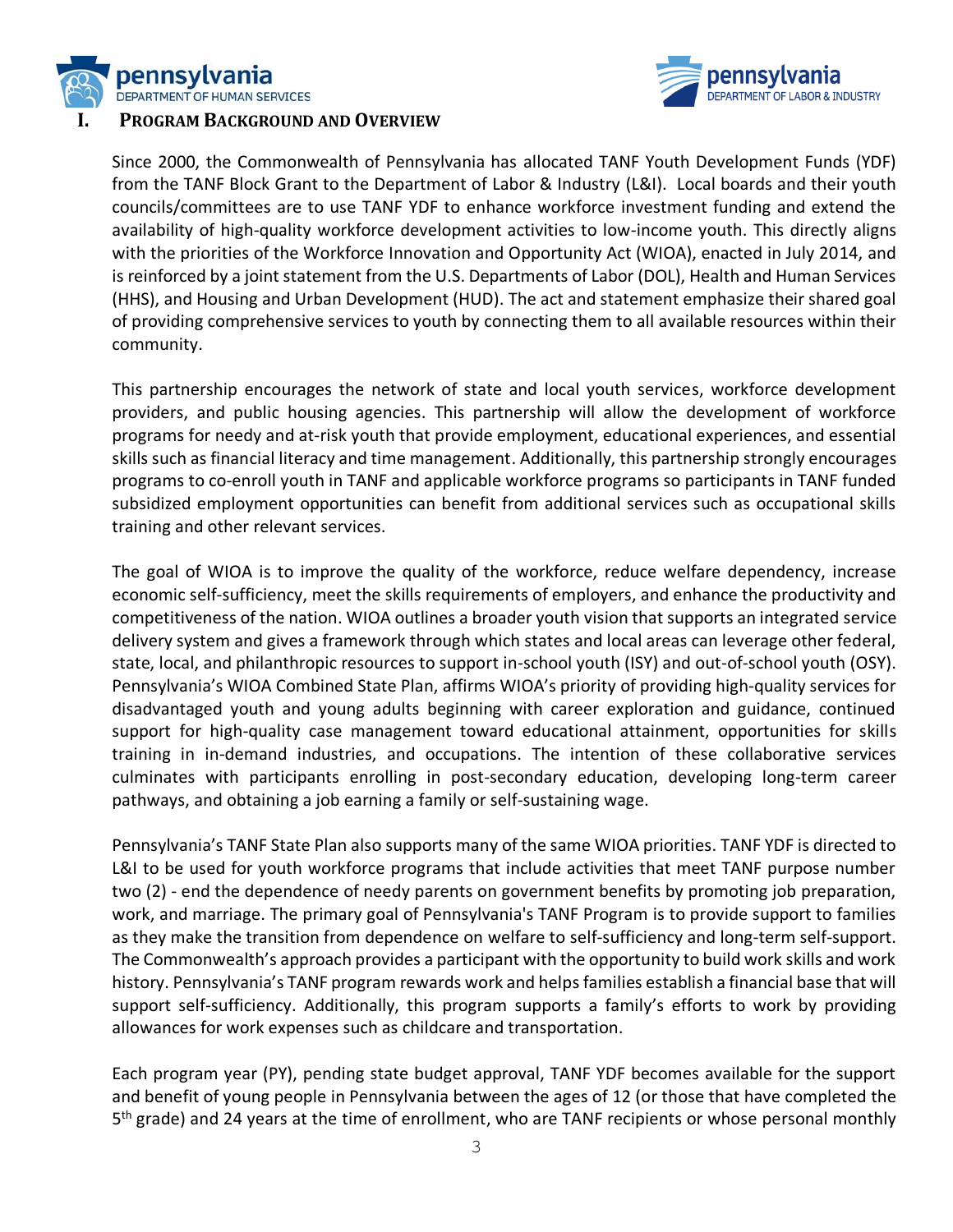## I. Program Background and Overview

Since 2000, the Commonwealth of Pennsylvania has allocated TANF Youth Development Funds (YDF) from the TANF Block Grant to the Department of Labor & Industry (L&I). Local boards and their youth councils/committees are to use TANF YDF to enhance workforce investment funding and extend the availability of high-quality workforce development activities to low-income youth. This directly aligns with the priorities of the Workforce Innovation and Opportunity Act (WIOA), enacted in July 2014, and is reinforced by a joint statement from the U.S. Departments of Labor (DOL), Health and Human Services (HHS), and Housing and Urban Development (HUD). The act and statement emphasize their shared goal of providing comprehensive services to youth by connecting them to all available resources within their community.

This partnership encourages the network of state and local youth services, workforce development providers, and public housing agencies. This partnership will allow the development of workforce programs for needy and at-risk youth that provide employment, educational experiences, and essential skills such as financial literacy and time management. Additionally, this partnership strongly encourages programs to co-enroll youth in TANF and applicable workforce programs so participants in TANF funded subsidized employment opportunities can benefit from additional services such as occupational skills training and other relevant services.

The goal of WIOA is to improve the quality of the workforce, reduce welfare dependency, increase economic self-sufficiency, meet the skills requirements of employers, and enhance the productivity and competitiveness of the nation. WIOA outlines a broader youth vision that supports an integrated service delivery system and gives a framework through which states and local areas can leverage other federal, state, local, and philanthropic resources to support in-school youth (ISY) and out-of-school youth (OSY). Pennsylvania's WIOA Combined State Plan, affirms WIOA's priority of providing high-quality services for disadvantaged youth and young adults beginning with career exploration and guidance, continued support for high-quality case management toward educational attainment, opportunities for skills training in in-demand industries, and occupations. The intention of these collaborative services culminates with participants enrolling in post-secondary education, developing long-term career pathways, and obtaining a job earning a family or self-sustaining wage.

Pennsylvania's TANF State Plan also supports many of the same WIOA priorities. TANF YDF is directed to L&I to be used for youth workforce programs that include activities that meet TANF purpose number two (2) - end the dependence of needy parents on government benefits by promoting job preparation, work, and marriage. The primary goal of Pennsylvania's TANF Program is to provide support to families as they make the transition from dependence on welfare to self-sufficiency and long-term self-support. The Commonwealth's approach provides a participant with the opportunity to build work skills and work history. Pennsylvania's TANF program rewards work and helps families establish a financial base that will support self-sufficiency. Additionally, this program supports a family's efforts to work by providing allowances for work expenses such as childcare and transportation.

Each program year (PY), pending state budget approval, TANF YDF becomes available for the support and benefit of young people in Pennsylvania between the ages of 12 (or those that have completed the 5th grade) and 24 years at the time of enrollment, who are TANF recipients or whose personal monthly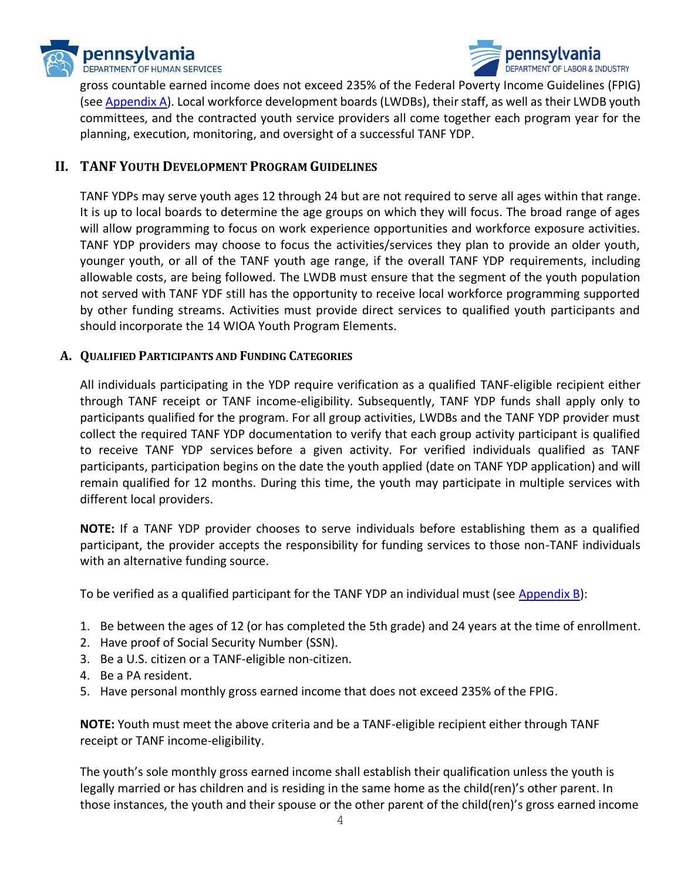gross countable earned income does not exceed 235% of the Federal Poverty Income Guidelines (FPIG) (see [Appendix A](#)). Local workforce development boards (LWDBs), their staff, as well as their LWDB youth committees, and the contracted youth service providers all come together each program year for the planning, execution, monitoring, and oversight of a successful TANF YDP.

## II. TANF Youth Development Program Guidelines

TANF YDPs may serve youth ages 12 through 24 but are not required to serve all ages within that range. It is up to local boards to determine the age groups on which they will focus. The broad range of ages will allow programming to focus on work experience opportunities and workforce exposure activities. TANF YDP providers may choose to focus the activities/services they plan to provide an older youth, younger youth, or all of the TANF youth age range, if the overall TANF YDP requirements, including allowable costs, are being followed. The LWDB must ensure that the segment of the youth population not served with TANF YDF still has the opportunity to receive local workforce programming supported by other funding streams. Activities must provide direct services to qualified youth participants and should incorporate the 14 WIOA Youth Program Elements.

### A. Qualified Participants and Funding Categories

All individuals participating in the YDP require verification as a qualified TANF-eligible recipient either through TANF receipt or TANF income-eligibility. Subsequently, TANF YDP funds shall apply only to participants qualified for the program. For all group activities, LWDBs and the TANF YDP provider must collect the required TANF YDP documentation to verify that each group activity participant is qualified to receive TANF YDP services before a given activity. For verified individuals qualified as TANF participants, participation begins on the date the youth applied (date on TANF YDP application) and will remain qualified for 12 months. During this time, the youth may participate in multiple services with different local providers.

**NOTE:** If a TANF YDP provider chooses to serve individuals before establishing them as a qualified participant, the provider accepts the responsibility for funding services to those non-TANF individuals with an alternative funding source.

To be verified as a qualified participant for the TANF YDP an individual must (see [Appendix B](#)):

1. Be between the ages of 12 (or has completed the 5th grade) and 24 years at the time of enrollment.
2. Have proof of Social Security Number (SSN).
3. Be a U.S. citizen or a TANF-eligible non-citizen.
4. Be a PA resident.
5. Have personal monthly gross earned income that does not exceed 235% of the FPIG.

**NOTE:** Youth must meet the above criteria and be a TANF-eligible recipient either through TANF receipt or TANF income-eligibility.

The youth's sole monthly gross earned income shall establish their qualification unless the youth is legally married or has children and is residing in the same home as the child(ren)'s other parent. In those instances, the youth and their spouse or the other parent of the child(ren)'s gross earned income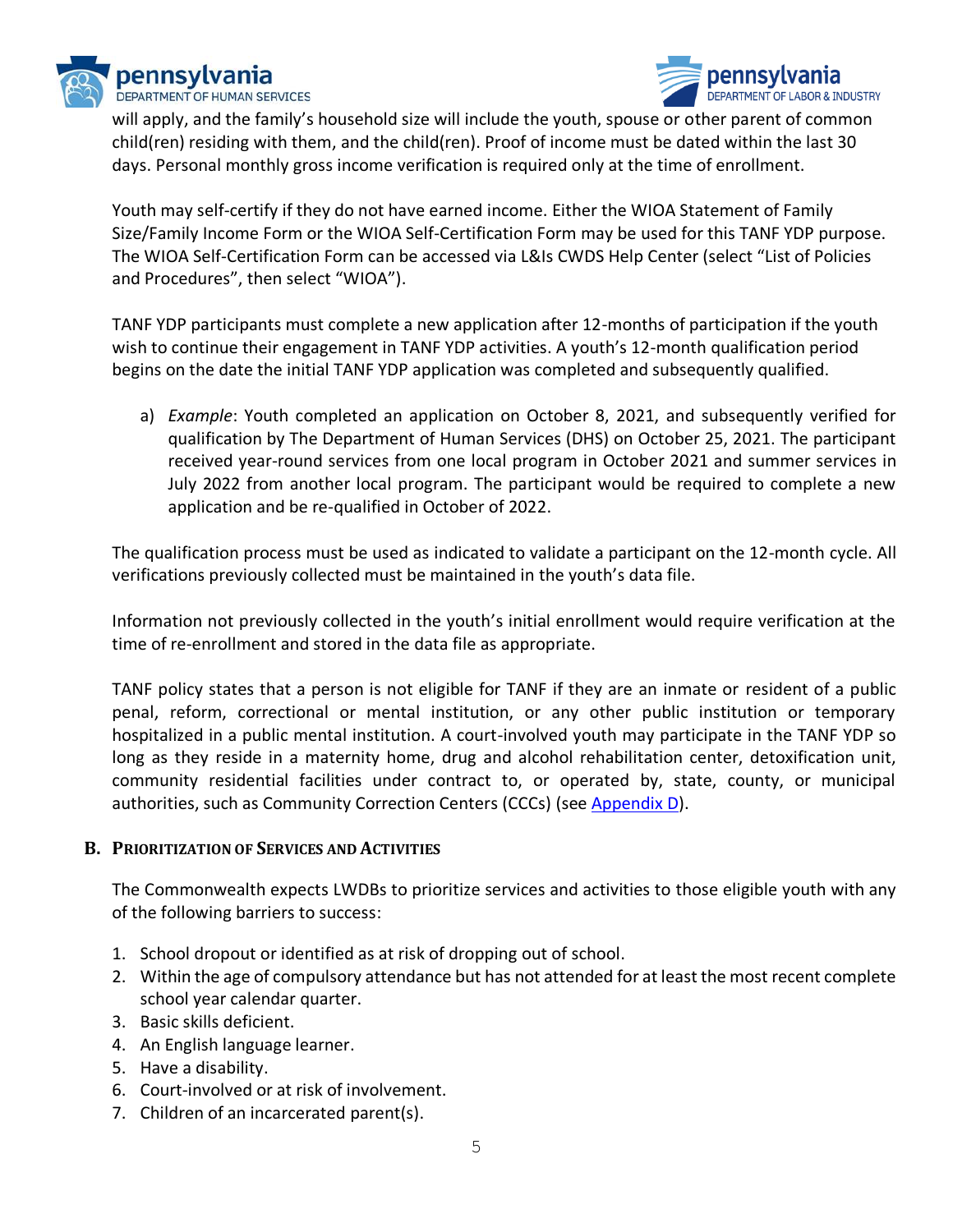will apply, and the family's household size will include the youth, spouse or other parent of common child(ren) residing with them, and the child(ren). Proof of income must be dated within the last 30 days. Personal monthly gross income verification is required only at the time of enrollment.

Youth may self-certify if they do not have earned income. Either the WIOA Statement of Family Size/Family Income Form or the WIOA Self-Certification Form may be used for this TANF YDP purpose. The WIOA Self-Certification Form can be accessed via L&Is CWDS Help Center (select "List of Policies and Procedures", then select "WIOA").

TANF YDP participants must complete a new application after 12-months of participation if the youth wish to continue their engagement in TANF YDP activities. A youth's 12-month qualification period begins on the date the initial TANF YDP application was completed and subsequently qualified.

a) *Example*: Youth completed an application on October 8, 2021, and subsequently verified for qualification by The Department of Human Services (DHS) on October 25, 2021. The participant received year-round services from one local program in October 2021 and summer services in July 2022 from another local program. The participant would be required to complete a new application and be re-qualified in October of 2022.

The qualification process must be used as indicated to validate a participant on the 12-month cycle. All verifications previously collected must be maintained in the youth's data file.

Information not previously collected in the youth's initial enrollment would require verification at the time of re-enrollment and stored in the data file as appropriate.

TANF policy states that a person is not eligible for TANF if they are an inmate or resident of a public penal, reform, correctional or mental institution, or any other public institution or temporary hospitalized in a public mental institution. A court-involved youth may participate in the TANF YDP so long as they reside in a maternity home, drug and alcohol rehabilitation center, detoxification unit, community residential facilities under contract to, or operated by, state, county, or municipal authorities, such as Community Correction Centers (CCCs) (see Appendix D).

### B. Prioritization of Services and Activities

The Commonwealth expects LWDBs to prioritize services and activities to those eligible youth with any of the following barriers to success:

1. School dropout or identified as at risk of dropping out of school.
2. Within the age of compulsory attendance but has not attended for at least the most recent complete school year calendar quarter.
3. Basic skills deficient.
4. An English language learner.
5. Have a disability.
6. Court-involved or at risk of involvement.
7. Children of an incarcerated parent(s).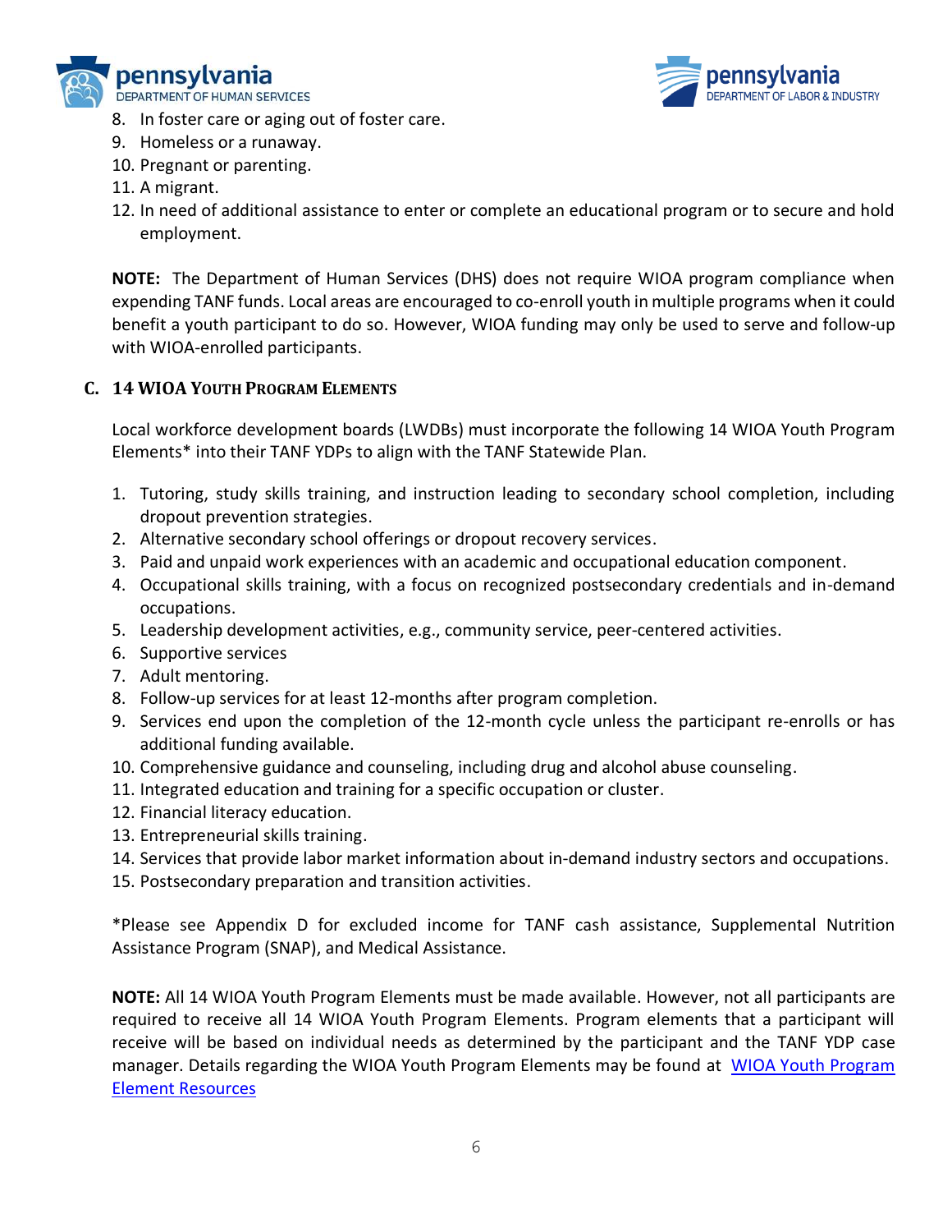8. In foster care or aging out of foster care.
9. Homeless or a runaway.
10. Pregnant or parenting.
11. A migrant.
12. In need of additional assistance to enter or complete an educational program or to secure and hold employment.

**NOTE:** The Department of Human Services (DHS) does not require WIOA program compliance when expending TANF funds. Local areas are encouraged to co-enroll youth in multiple programs when it could benefit a youth participant to do so. However, WIOA funding may only be used to serve and follow-up with WIOA-enrolled participants.

### C. 14 WIOA Youth Program Elements

Local workforce development boards (LWDBs) must incorporate the following 14 WIOA Youth Program Elements* into their TANF YDPs to align with the TANF Statewide Plan.

1. Tutoring, study skills training, and instruction leading to secondary school completion, including dropout prevention strategies.
2. Alternative secondary school offerings or dropout recovery services.
3. Paid and unpaid work experiences with an academic and occupational education component.
4. Occupational skills training, with a focus on recognized postsecondary credentials and in-demand occupations.
5. Leadership development activities, e.g., community service, peer-centered activities.
6. Supportive services
7. Adult mentoring.
8. Follow-up services for at least 12-months after program completion.
9. Services end upon the completion of the 12-month cycle unless the participant re-enrolls or has additional funding available.
10. Comprehensive guidance and counseling, including drug and alcohol abuse counseling.
11. Integrated education and training for a specific occupation or cluster.
12. Financial literacy education.
13. Entrepreneurial skills training.
14. Services that provide labor market information about in-demand industry sectors and occupations.
15. Postsecondary preparation and transition activities.

*Please see Appendix D for excluded income for TANF cash assistance, Supplemental Nutrition Assistance Program (SNAP), and Medical Assistance.

**NOTE:** All 14 WIOA Youth Program Elements must be made available. However, not all participants are required to receive all 14 WIOA Youth Program Elements. Program elements that a participant will receive will be based on individual needs as determined by the participant and the TANF YDP case manager. Details regarding the WIOA Youth Program Elements may be found at [WIOA Youth Program Element Resources](WIOA Youth Program Element Resources)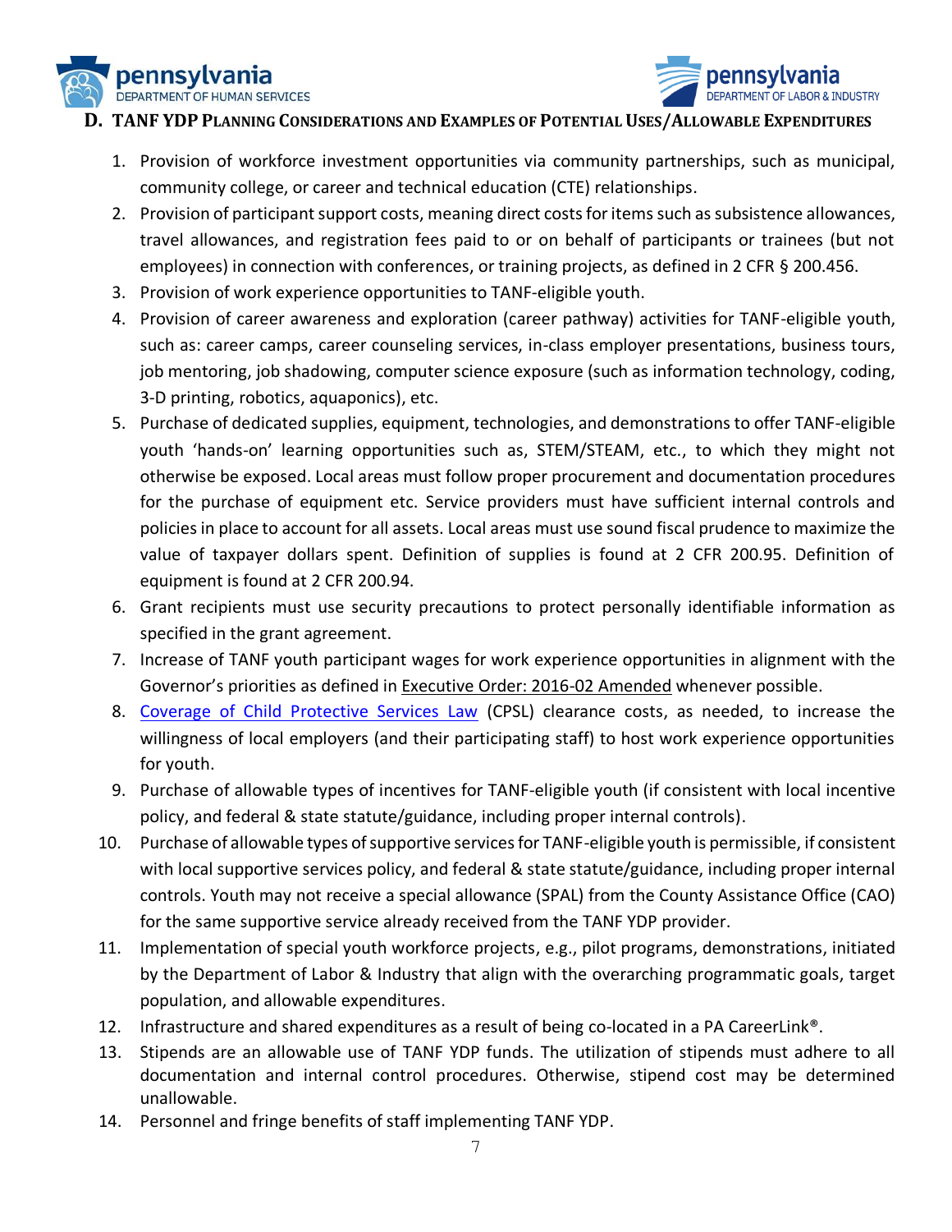### D. TANF YDP Planning Considerations and Examples of Potential Uses/Allowable Expenditures

1. Provision of workforce investment opportunities via community partnerships, such as municipal, community college, or career and technical education (CTE) relationships.
2. Provision of participant support costs, meaning direct costs for items such as subsistence allowances, travel allowances, and registration fees paid to or on behalf of participants or trainees (but not employees) in connection with conferences, or training projects, as defined in 2 CFR § 200.456.
3. Provision of work experience opportunities to TANF-eligible youth.
4. Provision of career awareness and exploration (career pathway) activities for TANF-eligible youth, such as: career camps, career counseling services, in-class employer presentations, business tours, job mentoring, job shadowing, computer science exposure (such as information technology, coding, 3-D printing, robotics, aquaponics), etc.
5. Purchase of dedicated supplies, equipment, technologies, and demonstrations to offer TANF-eligible youth 'hands-on' learning opportunities such as, STEM/STEAM, etc., to which they might not otherwise be exposed. Local areas must follow proper procurement and documentation procedures for the purchase of equipment etc. Service providers must have sufficient internal controls and policies in place to account for all assets. Local areas must use sound fiscal prudence to maximize the value of taxpayer dollars spent. Definition of supplies is found at 2 CFR 200.95. Definition of equipment is found at 2 CFR 200.94.
6. Grant recipients must use security precautions to protect personally identifiable information as specified in the grant agreement.
7. Increase of TANF youth participant wages for work experience opportunities in alignment with the Governor's priorities as defined in Executive Order: 2016-02 Amended whenever possible.
8. Coverage of Child Protective Services Law (CPSL) clearance costs, as needed, to increase the willingness of local employers (and their participating staff) to host work experience opportunities for youth.
9. Purchase of allowable types of incentives for TANF-eligible youth (if consistent with local incentive policy, and federal & state statute/guidance, including proper internal controls).
10. Purchase of allowable types of supportive services for TANF-eligible youth is permissible, if consistent with local supportive services policy, and federal & state statute/guidance, including proper internal controls. Youth may not receive a special allowance (SPAL) from the County Assistance Office (CAO) for the same supportive service already received from the TANF YDP provider.
11. Implementation of special youth workforce projects, e.g., pilot programs, demonstrations, initiated by the Department of Labor & Industry that align with the overarching programmatic goals, target population, and allowable expenditures.
12. Infrastructure and shared expenditures as a result of being co-located in a PA CareerLink®.
13. Stipends are an allowable use of TANF YDP funds. The utilization of stipends must adhere to all documentation and internal control procedures. Otherwise, stipend cost may be determined unallowable.
14. Personnel and fringe benefits of staff implementing TANF YDP.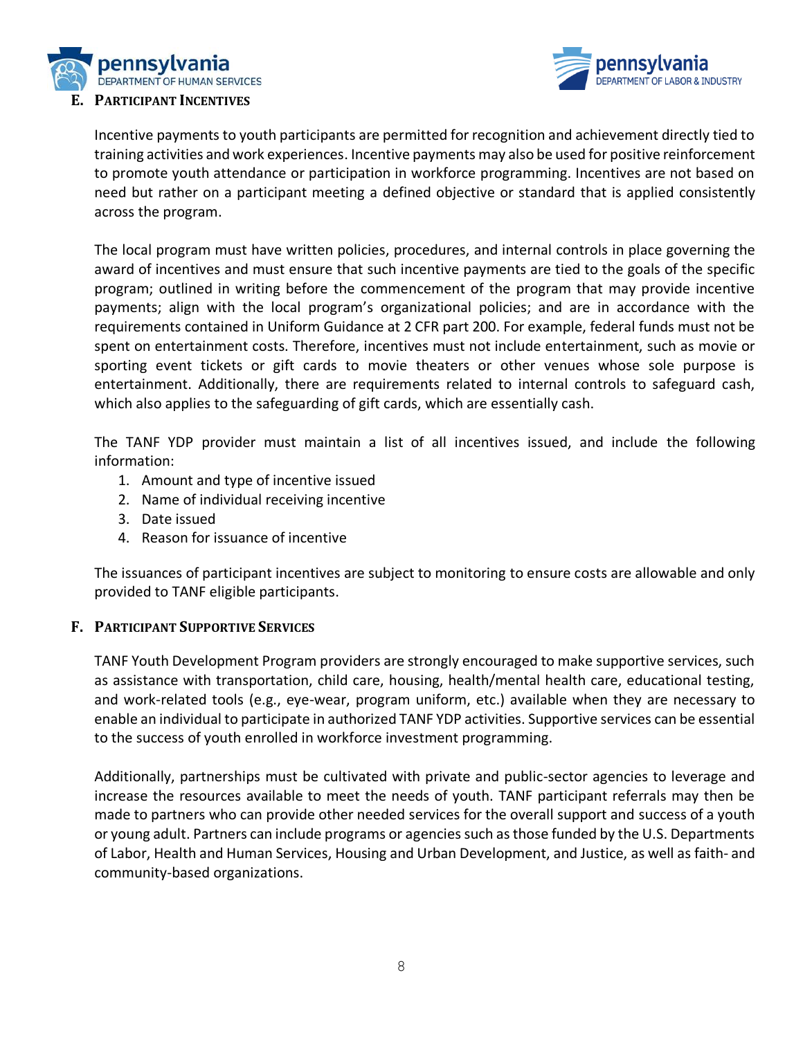## E. Participant Incentives

Incentive payments to youth participants are permitted for recognition and achievement directly tied to training activities and work experiences. Incentive payments may also be used for positive reinforcement to promote youth attendance or participation in workforce programming. Incentives are not based on need but rather on a participant meeting a defined objective or standard that is applied consistently across the program.

The local program must have written policies, procedures, and internal controls in place governing the award of incentives and must ensure that such incentive payments are tied to the goals of the specific program; outlined in writing before the commencement of the program that may provide incentive payments; align with the local program's organizational policies; and are in accordance with the requirements contained in Uniform Guidance at 2 CFR part 200. For example, federal funds must not be spent on entertainment costs. Therefore, incentives must not include entertainment, such as movie or sporting event tickets or gift cards to movie theaters or other venues whose sole purpose is entertainment. Additionally, there are requirements related to internal controls to safeguard cash, which also applies to the safeguarding of gift cards, which are essentially cash.

The TANF YDP provider must maintain a list of all incentives issued, and include the following information:

1. Amount and type of incentive issued
2. Name of individual receiving incentive
3. Date issued
4. Reason for issuance of incentive

The issuances of participant incentives are subject to monitoring to ensure costs are allowable and only provided to TANF eligible participants.

## F. Participant Supportive Services

TANF Youth Development Program providers are strongly encouraged to make supportive services, such as assistance with transportation, child care, housing, health/mental health care, educational testing, and work-related tools (e.g., eye-wear, program uniform, etc.) available when they are necessary to enable an individual to participate in authorized TANF YDP activities. Supportive services can be essential to the success of youth enrolled in workforce investment programming.

Additionally, partnerships must be cultivated with private and public-sector agencies to leverage and increase the resources available to meet the needs of youth. TANF participant referrals may then be made to partners who can provide other needed services for the overall support and success of a youth or young adult. Partners can include programs or agencies such as those funded by the U.S. Departments of Labor, Health and Human Services, Housing and Urban Development, and Justice, as well as faith- and community-based organizations.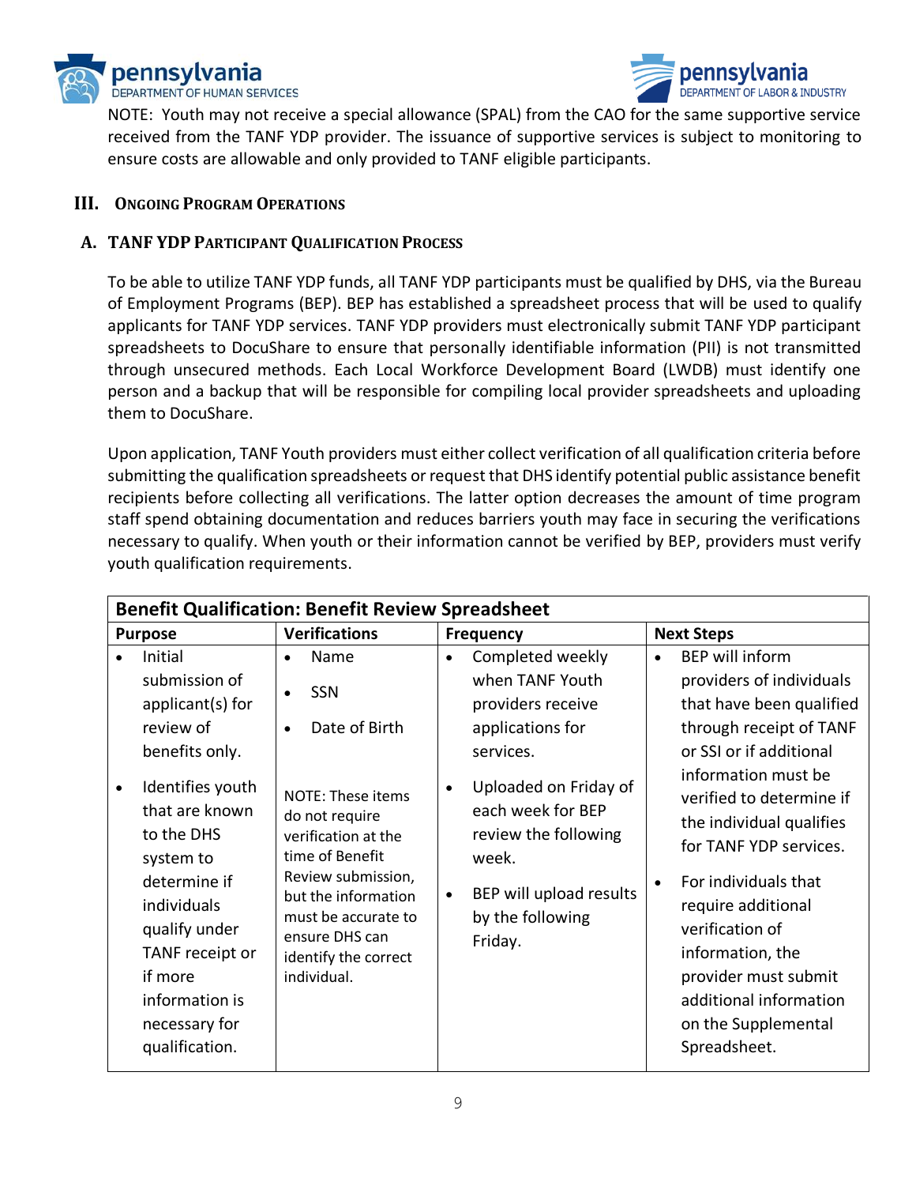NOTE: Youth may not receive a special allowance (SPAL) from the CAO for the same supportive service received from the TANF YDP provider. The issuance of supportive services is subject to monitoring to ensure costs are allowable and only provided to TANF eligible participants.

## III. Ongoing Program Operations

### A. TANF YDP Participant Qualification Process

To be able to utilize TANF YDP funds, all TANF YDP participants must be qualified by DHS, via the Bureau of Employment Programs (BEP). BEP has established a spreadsheet process that will be used to qualify applicants for TANF YDP services. TANF YDP providers must electronically submit TANF YDP participant spreadsheets to DocuShare to ensure that personally identifiable information (PII) is not transmitted through unsecured methods. Each Local Workforce Development Board (LWDB) must identify one person and a backup that will be responsible for compiling local provider spreadsheets and uploading them to DocuShare.

Upon application, TANF Youth providers must either collect verification of all qualification criteria before submitting the qualification spreadsheets or request that DHS identify potential public assistance benefit recipients before collecting all verifications. The latter option decreases the amount of time program staff spend obtaining documentation and reduces barriers youth may face in securing the verifications necessary to qualify. When youth or their information cannot be verified by BEP, providers must verify youth qualification requirements.

| **Benefit Qualification: Benefit Review Spreadsheet** | | | |
|---|---|---|---|
| **Purpose** | **Verifications** | **Frequency** | **Next Steps** |
| • Initial submission of applicant(s) for review of benefits only.<br>• Identifies youth that are known to the DHS system to determine if individuals qualify under TANF receipt or if more information is necessary for qualification. | • Name<br>• SSN<br>• Date of Birth<br><br>NOTE: These items do not require verification at the time of Benefit Review submission, but the information must be accurate to ensure DHS can identify the correct individual. | • Completed weekly when TANF Youth providers receive applications for services.<br>• Uploaded on Friday of each week for BEP review the following week.<br>• BEP will upload results by the following Friday. | • BEP will inform providers of individuals that have been qualified through receipt of TANF or SSI or if additional information must be verified to determine if the individual qualifies for TANF YDP services.<br>• For individuals that require additional verification of information, the provider must submit additional information on the Supplemental Spreadsheet. |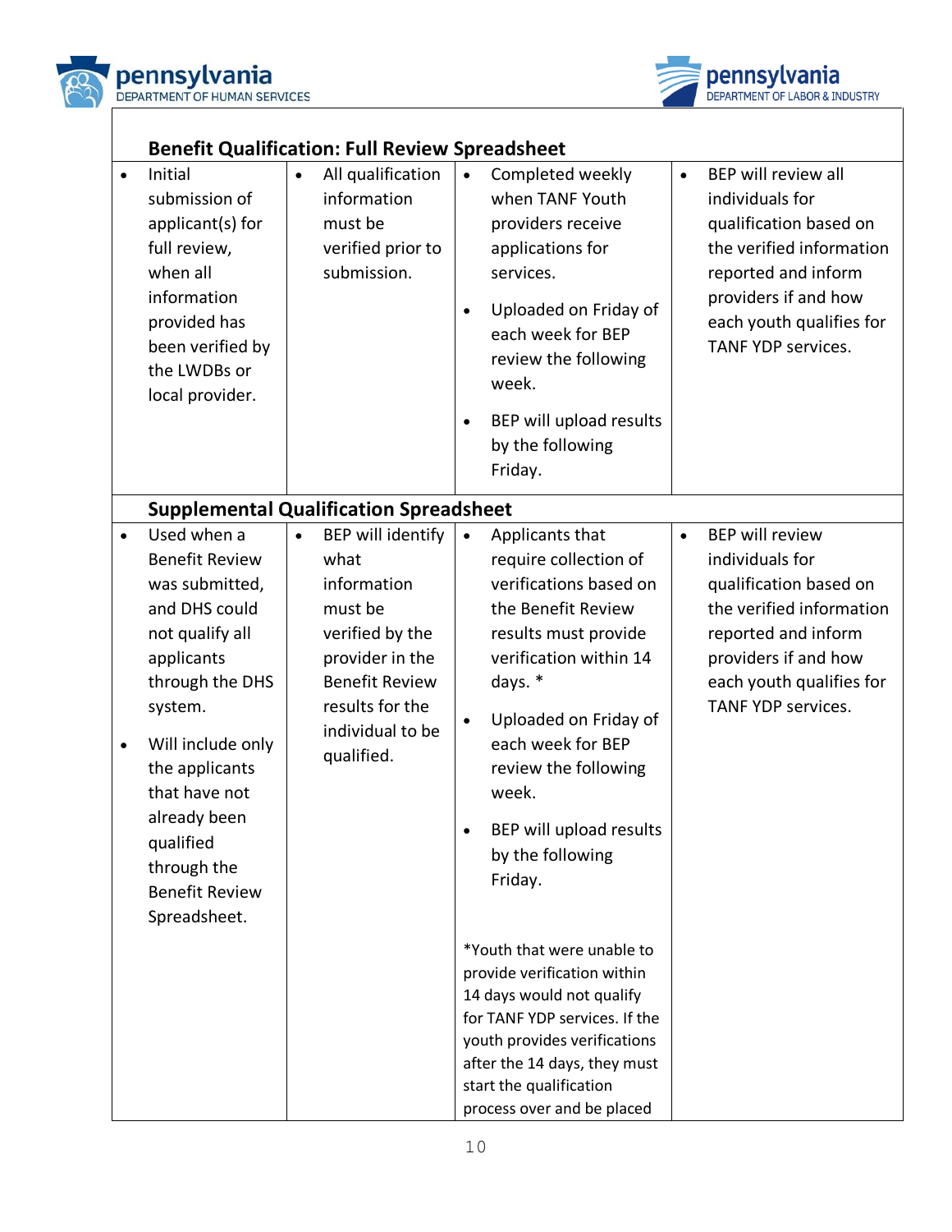| Benefit Qualification: Full Review Spreadsheet | | | |
|---|---|---|---|
| • Initial submission of applicant(s) for full review, when all information provided has been verified by the LWDBs or local provider. | • All qualification information must be verified prior to submission. | • Completed weekly when TANF Youth providers receive applications for services.<br>• Uploaded on Friday of each week for BEP review the following week.<br>• BEP will upload results by the following Friday. | • BEP will review all individuals for qualification based on the verified information reported and inform providers if and how each youth qualifies for TANF YDP services. |
| **Supplemental Qualification Spreadsheet** | | | |
| • Used when a Benefit Review was submitted, and DHS could not qualify all applicants through the DHS system.<br>• Will include only the applicants that have not already been qualified through the Benefit Review Spreadsheet. | • BEP will identify what information must be verified by the provider in the Benefit Review results for the individual to be qualified. | • Applicants that require collection of verifications based on the Benefit Review results must provide verification within 14 days. *<br>• Uploaded on Friday of each week for BEP review the following week.<br>• BEP will upload results by the following Friday.<br><br>*Youth that were unable to provide verification within 14 days would not qualify for TANF YDP services. If the youth provides verifications after the 14 days, they must start the qualification process over and be placed | • BEP will review individuals for qualification based on the verified information reported and inform providers if and how each youth qualifies for TANF YDP services. |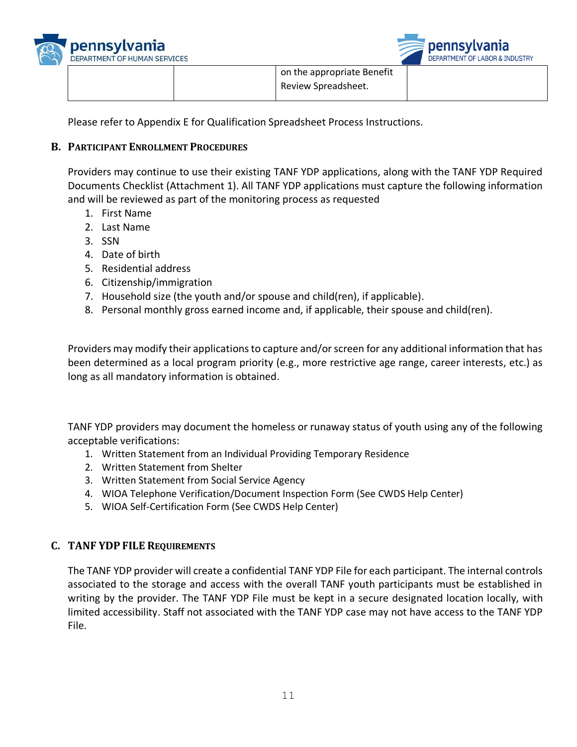| | | on the appropriate Benefit Review Spreadsheet. | |
|---|---|---|---|

Please refer to Appendix E for Qualification Spreadsheet Process Instructions.

## B. Participant Enrollment Procedures

Providers may continue to use their existing TANF YDP applications, along with the TANF YDP Required Documents Checklist (Attachment 1). All TANF YDP applications must capture the following information and will be reviewed as part of the monitoring process as requested

1. First Name
2. Last Name
3. SSN
4. Date of birth
5. Residential address
6. Citizenship/immigration
7. Household size (the youth and/or spouse and child(ren), if applicable).
8. Personal monthly gross earned income and, if applicable, their spouse and child(ren).

Providers may modify their applications to capture and/or screen for any additional information that has been determined as a local program priority (e.g., more restrictive age range, career interests, etc.) as long as all mandatory information is obtained.

TANF YDP providers may document the homeless or runaway status of youth using any of the following acceptable verifications:

1. Written Statement from an Individual Providing Temporary Residence
2. Written Statement from Shelter
3. Written Statement from Social Service Agency
4. WIOA Telephone Verification/Document Inspection Form (See CWDS Help Center)
5. WIOA Self-Certification Form (See CWDS Help Center)

## C. TANF YDP File Requirements

The TANF YDP provider will create a confidential TANF YDP File for each participant. The internal controls associated to the storage and access with the overall TANF youth participants must be established in writing by the provider. The TANF YDP File must be kept in a secure designated location locally, with limited accessibility. Staff not associated with the TANF YDP case may not have access to the TANF YDP File.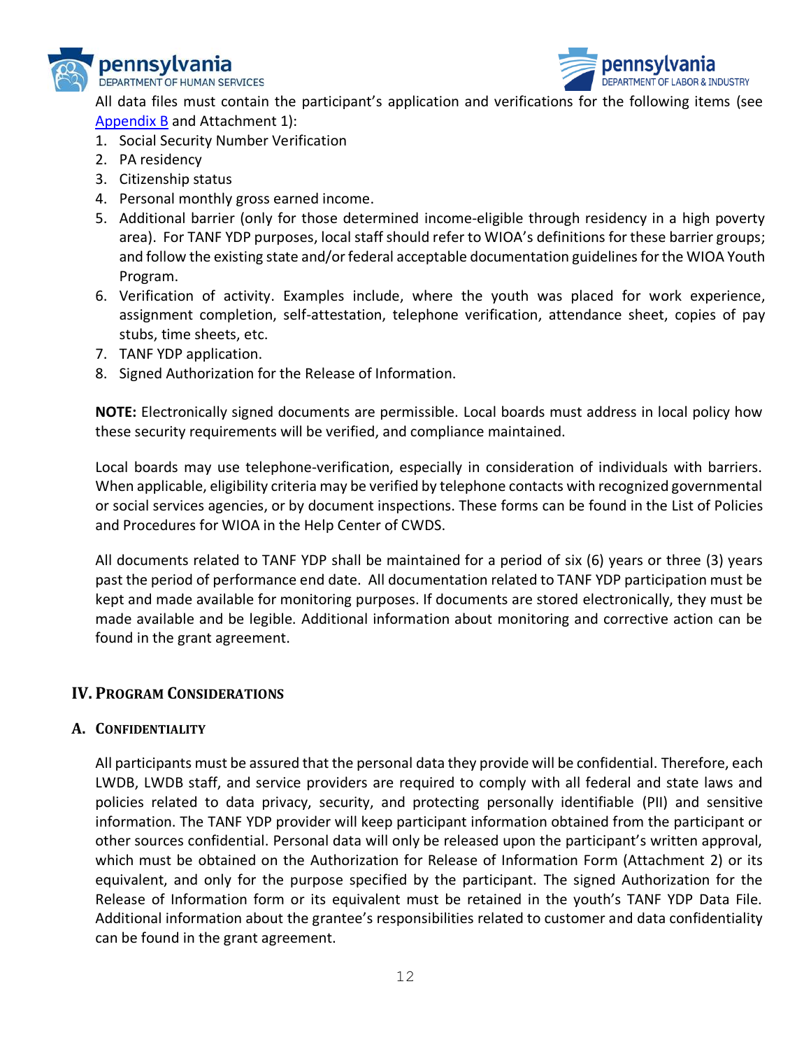All data files must contain the participant's application and verifications for the following items (see Appendix B and Attachment 1):

1. Social Security Number Verification
2. PA residency
3. Citizenship status
4. Personal monthly gross earned income.
5. Additional barrier (only for those determined income-eligible through residency in a high poverty area). For TANF YDP purposes, local staff should refer to WIOA's definitions for these barrier groups; and follow the existing state and/or federal acceptable documentation guidelines for the WIOA Youth Program.
6. Verification of activity. Examples include, where the youth was placed for work experience, assignment completion, self-attestation, telephone verification, attendance sheet, copies of pay stubs, time sheets, etc.
7. TANF YDP application.
8. Signed Authorization for the Release of Information.

**NOTE:** Electronically signed documents are permissible. Local boards must address in local policy how these security requirements will be verified, and compliance maintained.

Local boards may use telephone-verification, especially in consideration of individuals with barriers. When applicable, eligibility criteria may be verified by telephone contacts with recognized governmental or social services agencies, or by document inspections. These forms can be found in the List of Policies and Procedures for WIOA in the Help Center of CWDS.

All documents related to TANF YDP shall be maintained for a period of six (6) years or three (3) years past the period of performance end date. All documentation related to TANF YDP participation must be kept and made available for monitoring purposes. If documents are stored electronically, they must be made available and be legible. Additional information about monitoring and corrective action can be found in the grant agreement.

## IV. Program Considerations

### A. Confidentiality

All participants must be assured that the personal data they provide will be confidential. Therefore, each LWDB, LWDB staff, and service providers are required to comply with all federal and state laws and policies related to data privacy, security, and protecting personally identifiable (PII) and sensitive information. The TANF YDP provider will keep participant information obtained from the participant or other sources confidential. Personal data will only be released upon the participant's written approval, which must be obtained on the Authorization for Release of Information Form (Attachment 2) or its equivalent, and only for the purpose specified by the participant. The signed Authorization for the Release of Information form or its equivalent must be retained in the youth's TANF YDP Data File. Additional information about the grantee's responsibilities related to customer and data confidentiality can be found in the grant agreement.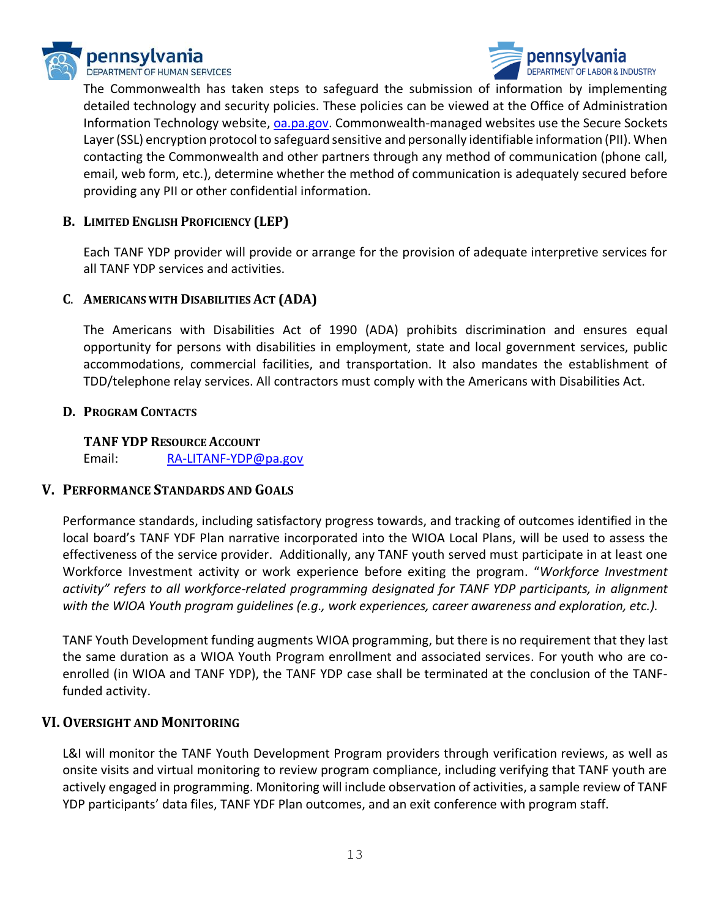The Commonwealth has taken steps to safeguard the submission of information by implementing detailed technology and security policies. These policies can be viewed at the Office of Administration Information Technology website, [oa.pa.gov](oa.pa.gov). Commonwealth-managed websites use the Secure Sockets Layer (SSL) encryption protocol to safeguard sensitive and personally identifiable information (PII). When contacting the Commonwealth and other partners through any method of communication (phone call, email, web form, etc.), determine whether the method of communication is adequately secured before providing any PII or other confidential information.

### B. Limited English Proficiency (LEP)

Each TANF YDP provider will provide or arrange for the provision of adequate interpretive services for all TANF YDP services and activities.

### C. Americans with Disabilities Act (ADA)

The Americans with Disabilities Act of 1990 (ADA) prohibits discrimination and ensures equal opportunity for persons with disabilities in employment, state and local government services, public accommodations, commercial facilities, and transportation. It also mandates the establishment of TDD/telephone relay services. All contractors must comply with the Americans with Disabilities Act.

### D. Program Contacts

**TANF YDP Resource Account**
Email: [RA-LITANF-YDP@pa.gov](mailto:RA-LITANF-YDP@pa.gov)

## V. Performance Standards and Goals

Performance standards, including satisfactory progress towards, and tracking of outcomes identified in the local board's TANF YDF Plan narrative incorporated into the WIOA Local Plans, will be used to assess the effectiveness of the service provider. Additionally, any TANF youth served must participate in at least one Workforce Investment activity or work experience before exiting the program. "*Workforce Investment activity" refers to all workforce-related programming designated for TANF YDP participants, in alignment with the WIOA Youth program guidelines (e.g., work experiences, career awareness and exploration, etc.).*

TANF Youth Development funding augments WIOA programming, but there is no requirement that they last the same duration as a WIOA Youth Program enrollment and associated services. For youth who are co-enrolled (in WIOA and TANF YDP), the TANF YDP case shall be terminated at the conclusion of the TANF-funded activity.

## VI. Oversight and Monitoring

L&I will monitor the TANF Youth Development Program providers through verification reviews, as well as onsite visits and virtual monitoring to review program compliance, including verifying that TANF youth are actively engaged in programming. Monitoring will include observation of activities, a sample review of TANF YDP participants' data files, TANF YDF Plan outcomes, and an exit conference with program staff.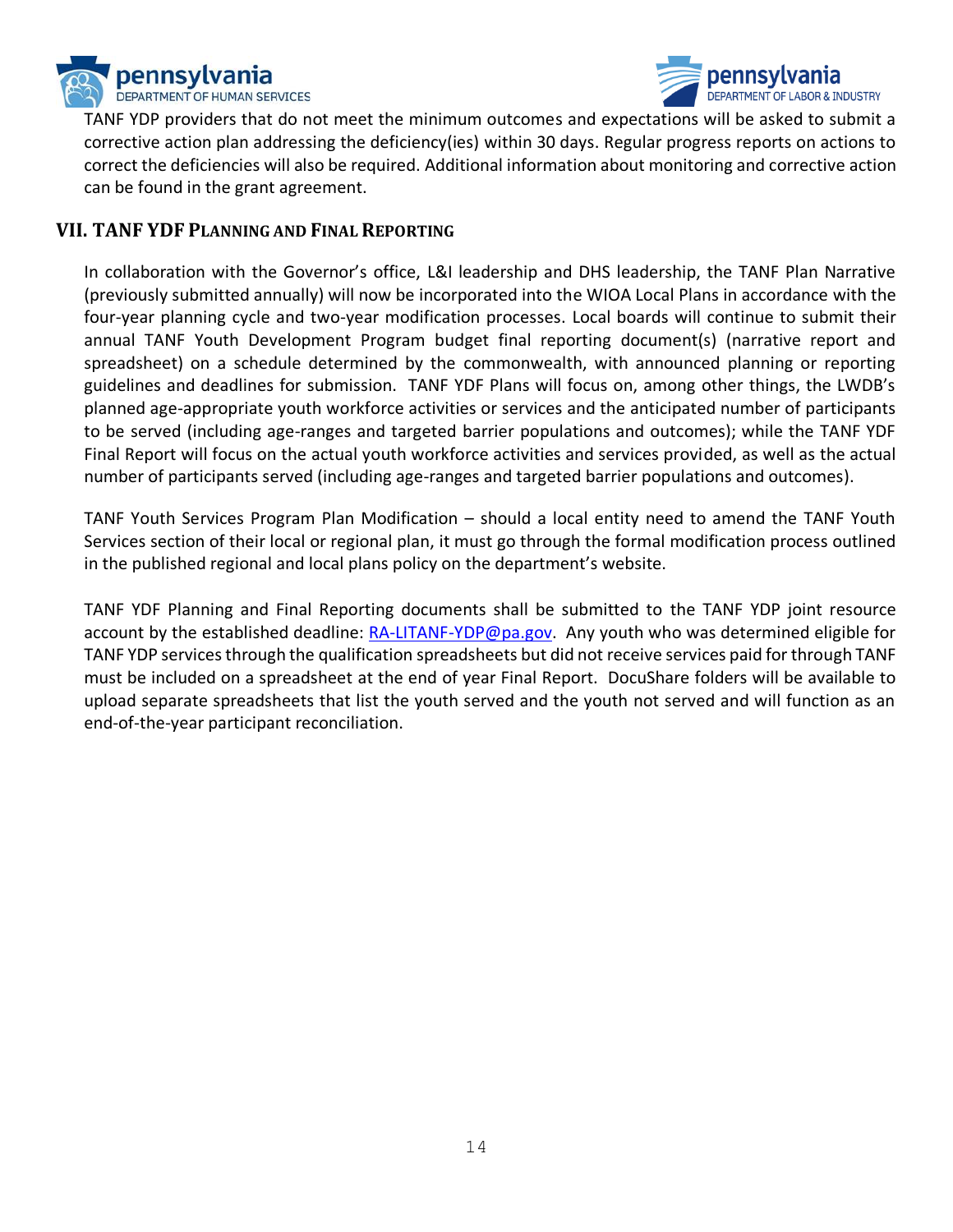TANF YDP providers that do not meet the minimum outcomes and expectations will be asked to submit a corrective action plan addressing the deficiency(ies) within 30 days. Regular progress reports on actions to correct the deficiencies will also be required. Additional information about monitoring and corrective action can be found in the grant agreement.

## VII. TANF YDF Planning and Final Reporting

In collaboration with the Governor's office, L&I leadership and DHS leadership, the TANF Plan Narrative (previously submitted annually) will now be incorporated into the WIOA Local Plans in accordance with the four-year planning cycle and two-year modification processes. Local boards will continue to submit their annual TANF Youth Development Program budget final reporting document(s) (narrative report and spreadsheet) on a schedule determined by the commonwealth, with announced planning or reporting guidelines and deadlines for submission. TANF YDF Plans will focus on, among other things, the LWDB's planned age-appropriate youth workforce activities or services and the anticipated number of participants to be served (including age-ranges and targeted barrier populations and outcomes); while the TANF YDF Final Report will focus on the actual youth workforce activities and services provided, as well as the actual number of participants served (including age-ranges and targeted barrier populations and outcomes).

TANF Youth Services Program Plan Modification – should a local entity need to amend the TANF Youth Services section of their local or regional plan, it must go through the formal modification process outlined in the published regional and local plans policy on the department's website.

TANF YDF Planning and Final Reporting documents shall be submitted to the TANF YDP joint resource account by the established deadline: [RA-LITANF-YDP@pa.gov](mailto:RA-LITANF-YDP@pa.gov). Any youth who was determined eligible for TANF YDP services through the qualification spreadsheets but did not receive services paid for through TANF must be included on a spreadsheet at the end of year Final Report. DocuShare folders will be available to upload separate spreadsheets that list the youth served and the youth not served and will function as an end-of-the-year participant reconciliation.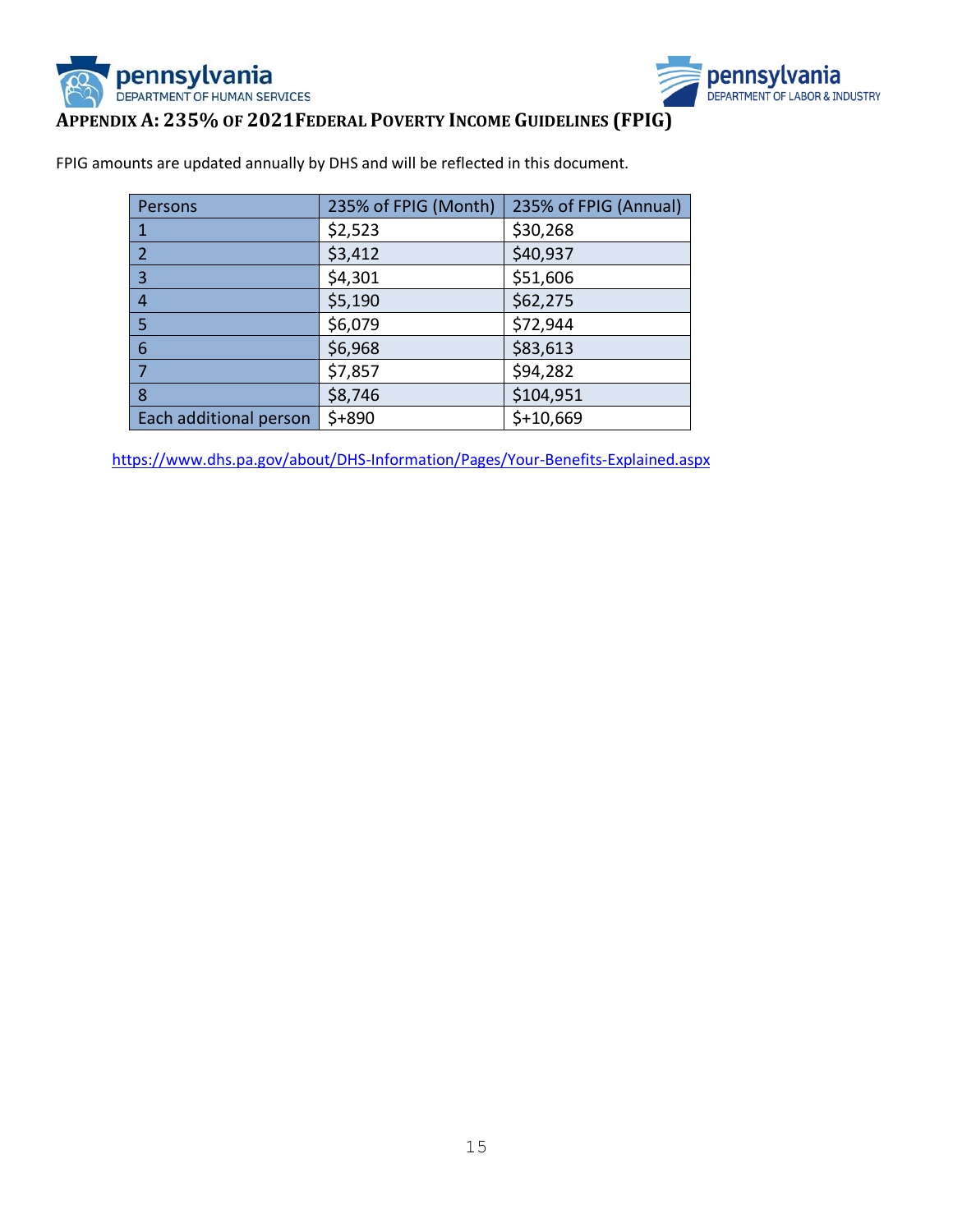## APPENDIX A: 235% OF 2021FEDERAL POVERTY INCOME GUIDELINES (FPIG)

FPIG amounts are updated annually by DHS and will be reflected in this document.

| Persons | 235% of FPIG (Month) | 235% of FPIG (Annual) |
|---|---|---|
| 1 | $2,523 | $30,268 |
| 2 | $3,412 | $40,937 |
| 3 | $4,301 | $51,606 |
| 4 | $5,190 | $62,275 |
| 5 | $6,079 | $72,944 |
| 6 | $6,968 | $83,613 |
| 7 | $7,857 | $94,282 |
| 8 | $8,746 | $104,951 |
| Each additional person | $+890 | $+10,669 |

https://www.dhs.pa.gov/about/DHS-Information/Pages/Your-Benefits-Explained.aspx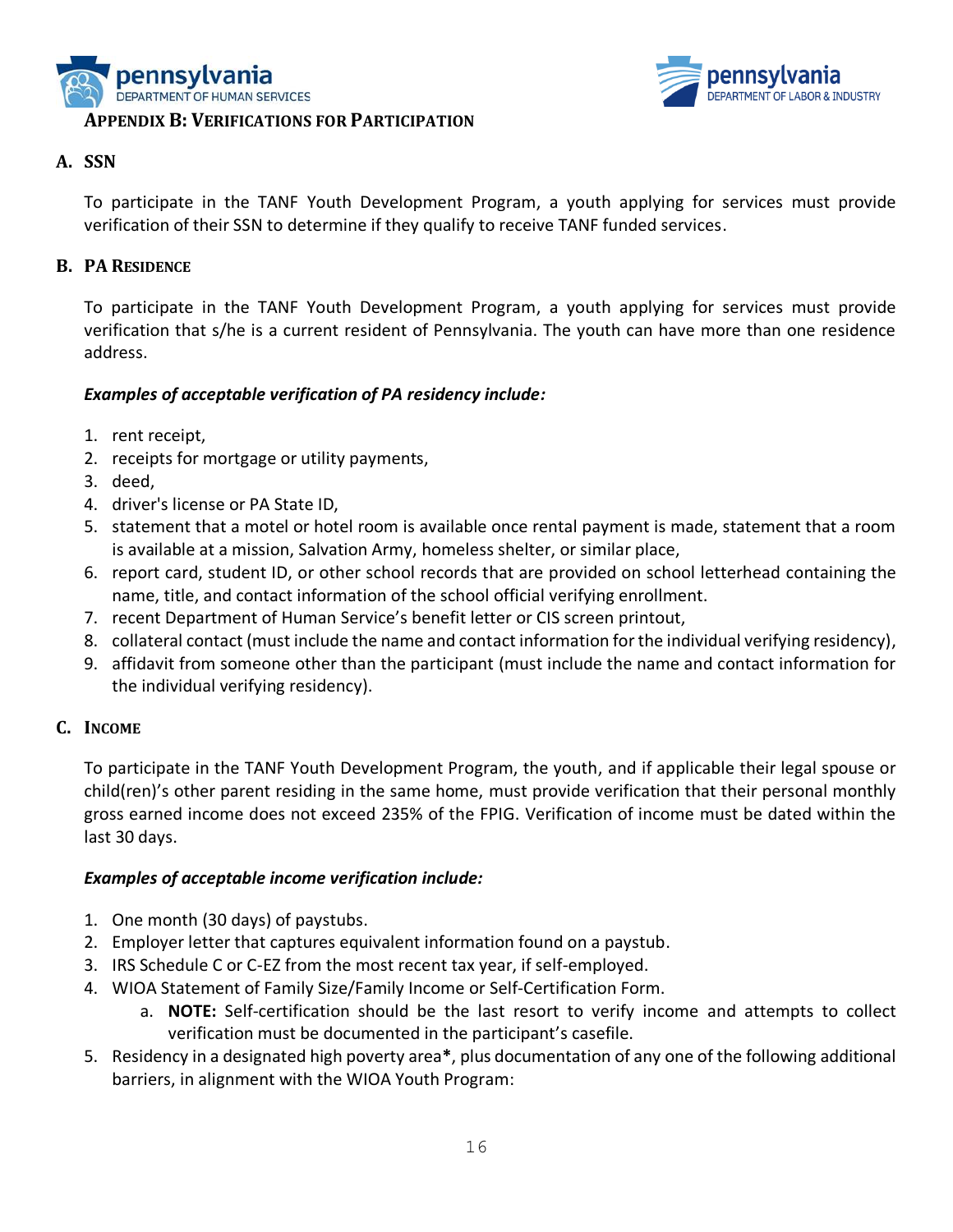## Appendix B: Verifications for Participation

### A. SSN

To participate in the TANF Youth Development Program, a youth applying for services must provide verification of their SSN to determine if they qualify to receive TANF funded services.

### B. PA Residence

To participate in the TANF Youth Development Program, a youth applying for services must provide verification that s/he is a current resident of Pennsylvania. The youth can have more than one residence address.

***Examples of acceptable verification of PA residency include:***

1. rent receipt,
2. receipts for mortgage or utility payments,
3. deed,
4. driver's license or PA State ID,
5. statement that a motel or hotel room is available once rental payment is made, statement that a room is available at a mission, Salvation Army, homeless shelter, or similar place,
6. report card, student ID, or other school records that are provided on school letterhead containing the name, title, and contact information of the school official verifying enrollment.
7. recent Department of Human Service's benefit letter or CIS screen printout,
8. collateral contact (must include the name and contact information for the individual verifying residency),
9. affidavit from someone other than the participant (must include the name and contact information for the individual verifying residency).

### C. Income

To participate in the TANF Youth Development Program, the youth, and if applicable their legal spouse or child(ren)'s other parent residing in the same home, must provide verification that their personal monthly gross earned income does not exceed 235% of the FPIG. Verification of income must be dated within the last 30 days.

***Examples of acceptable income verification include:***

1. One month (30 days) of paystubs.
2. Employer letter that captures equivalent information found on a paystub.
3. IRS Schedule C or C-EZ from the most recent tax year, if self-employed.
4. WIOA Statement of Family Size/Family Income or Self-Certification Form.
   a. **NOTE:** Self-certification should be the last resort to verify income and attempts to collect verification must be documented in the participant's casefile.
5. Residency in a designated high poverty area**\***, plus documentation of any one of the following additional barriers, in alignment with the WIOA Youth Program: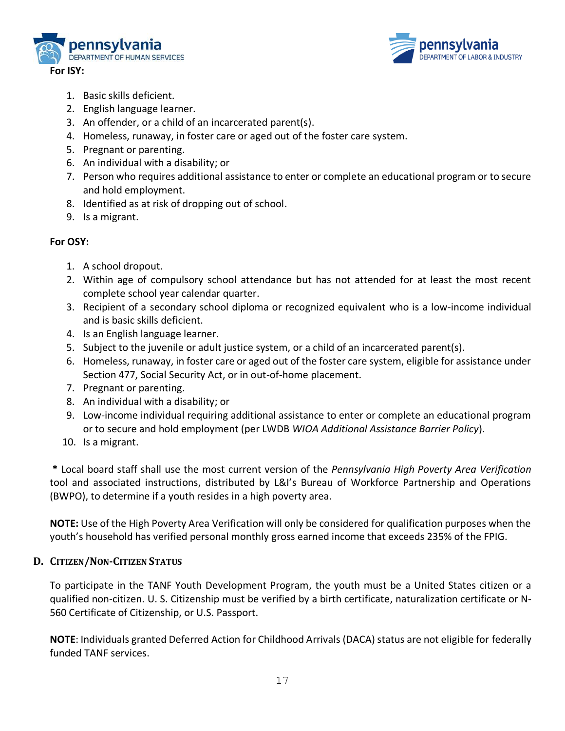**For ISY:**

1. Basic skills deficient.
2. English language learner.
3. An offender, or a child of an incarcerated parent(s).
4. Homeless, runaway, in foster care or aged out of the foster care system.
5. Pregnant or parenting.
6. An individual with a disability; or
7. Person who requires additional assistance to enter or complete an educational program or to secure and hold employment.
8. Identified as at risk of dropping out of school.
9. Is a migrant.

**For OSY:**

1. A school dropout.
2. Within age of compulsory school attendance but has not attended for at least the most recent complete school year calendar quarter.
3. Recipient of a secondary school diploma or recognized equivalent who is a low-income individual and is basic skills deficient.
4. Is an English language learner.
5. Subject to the juvenile or adult justice system, or a child of an incarcerated parent(s).
6. Homeless, runaway, in foster care or aged out of the foster care system, eligible for assistance under Section 477, Social Security Act, or in out-of-home placement.
7. Pregnant or parenting.
8. An individual with a disability; or
9. Low-income individual requiring additional assistance to enter or complete an educational program or to secure and hold employment (per LWDB *WIOA Additional Assistance Barrier Policy*).
10. Is a migrant.

**\*** Local board staff shall use the most current version of the *Pennsylvania High Poverty Area Verification* tool and associated instructions, distributed by L&I's Bureau of Workforce Partnership and Operations (BWPO), to determine if a youth resides in a high poverty area.

**NOTE:** Use of the High Poverty Area Verification will only be considered for qualification purposes when the youth's household has verified personal monthly gross earned income that exceeds 235% of the FPIG.

### D. Citizen/Non-Citizen Status

To participate in the TANF Youth Development Program, the youth must be a United States citizen or a qualified non-citizen. U. S. Citizenship must be verified by a birth certificate, naturalization certificate or N-560 Certificate of Citizenship, or U.S. Passport.

**NOTE**: Individuals granted Deferred Action for Childhood Arrivals (DACA) status are not eligible for federally funded TANF services.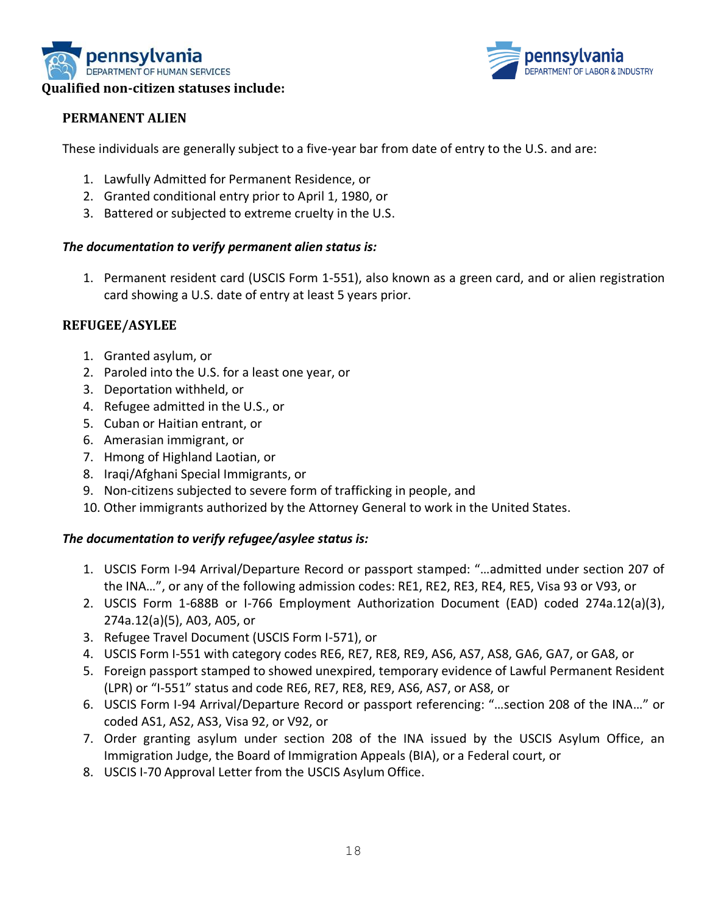**Qualified non-citizen statuses include:**

## PERMANENT ALIEN

These individuals are generally subject to a five-year bar from date of entry to the U.S. and are:

1. Lawfully Admitted for Permanent Residence, or
2. Granted conditional entry prior to April 1, 1980, or
3. Battered or subjected to extreme cruelty in the U.S.

***The documentation to verify permanent alien status is:***

1. Permanent resident card (USCIS Form 1-551), also known as a green card, and or alien registration card showing a U.S. date of entry at least 5 years prior.

## REFUGEE/ASYLEE

1. Granted asylum, or
2. Paroled into the U.S. for a least one year, or
3. Deportation withheld, or
4. Refugee admitted in the U.S., or
5. Cuban or Haitian entrant, or
6. Amerasian immigrant, or
7. Hmong of Highland Laotian, or
8. Iraqi/Afghani Special Immigrants, or
9. Non-citizens subjected to severe form of trafficking in people, and
10. Other immigrants authorized by the Attorney General to work in the United States.

***The documentation to verify refugee/asylee status is:***

1. USCIS Form I-94 Arrival/Departure Record or passport stamped: "…admitted under section 207 of the INA…", or any of the following admission codes: RE1, RE2, RE3, RE4, RE5, Visa 93 or V93, or
2. USCIS Form 1-688B or I-766 Employment Authorization Document (EAD) coded 274a.12(a)(3), 274a.12(a)(5), A03, A05, or
3. Refugee Travel Document (USCIS Form I-571), or
4. USCIS Form I-551 with category codes RE6, RE7, RE8, RE9, AS6, AS7, AS8, GA6, GA7, or GA8, or
5. Foreign passport stamped to showed unexpired, temporary evidence of Lawful Permanent Resident (LPR) or "I-551" status and code RE6, RE7, RE8, RE9, AS6, AS7, or AS8, or
6. USCIS Form I-94 Arrival/Departure Record or passport referencing: "…section 208 of the INA…" or coded AS1, AS2, AS3, Visa 92, or V92, or
7. Order granting asylum under section 208 of the INA issued by the USCIS Asylum Office, an Immigration Judge, the Board of Immigration Appeals (BIA), or a Federal court, or
8. USCIS I-70 Approval Letter from the USCIS Asylum Office.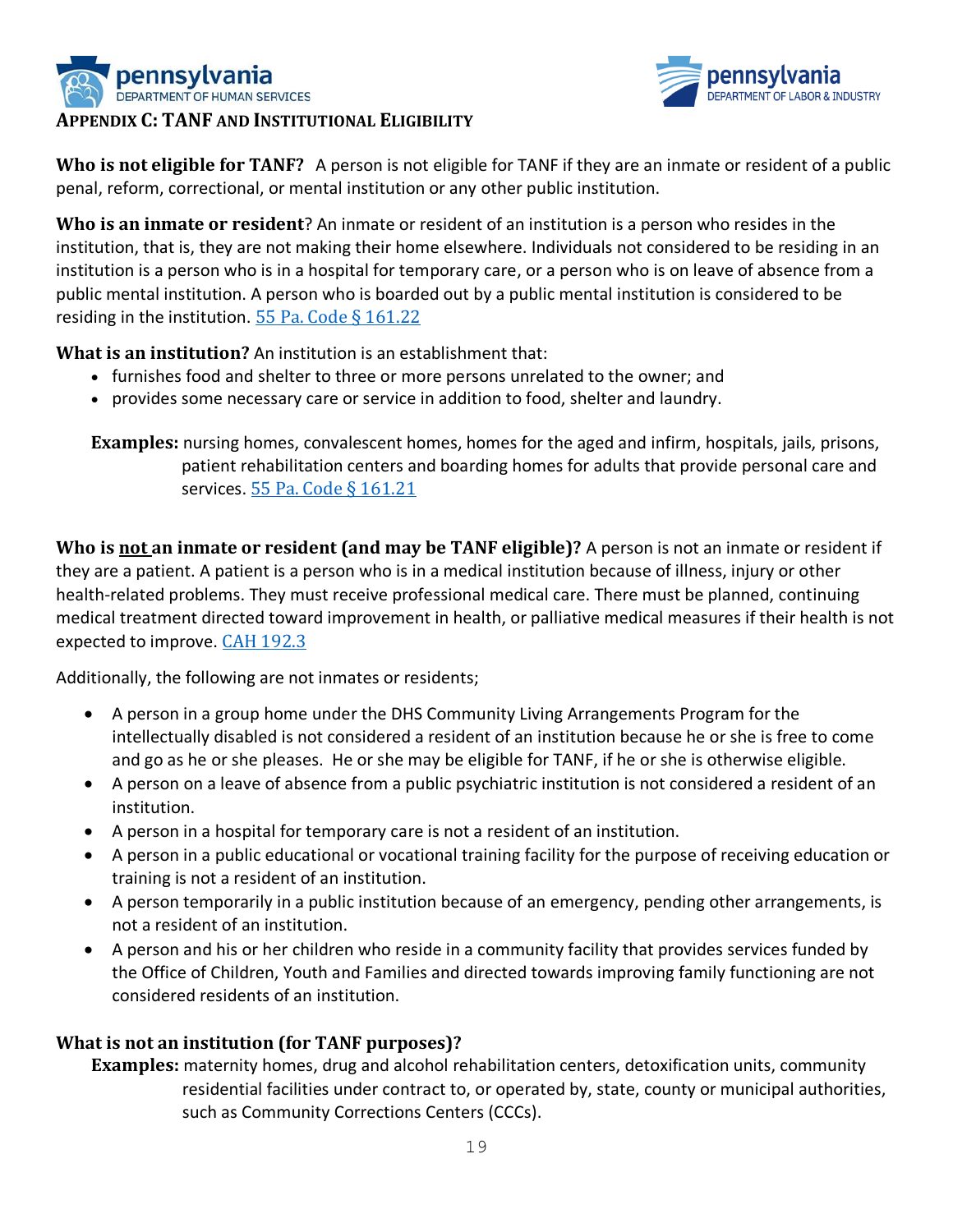## APPENDIX C: TANF AND INSTITUTIONAL ELIGIBILITY

**Who is not eligible for TANF?** A person is not eligible for TANF if they are an inmate or resident of a public penal, reform, correctional, or mental institution or any other public institution.

**Who is an inmate or resident**? An inmate or resident of an institution is a person who resides in the institution, that is, they are not making their home elsewhere. Individuals not considered to be residing in an institution is a person who is in a hospital for temporary care, or a person who is on leave of absence from a public mental institution. A person who is boarded out by a public mental institution is considered to be residing in the institution. 55 Pa. Code § 161.22

**What is an institution?** An institution is an establishment that:

- furnishes food and shelter to three or more persons unrelated to the owner; and
- provides some necessary care or service in addition to food, shelter and laundry.

**Examples:** nursing homes, convalescent homes, homes for the aged and infirm, hospitals, jails, prisons, patient rehabilitation centers and boarding homes for adults that provide personal care and services. 55 Pa. Code § 161.21

**Who is not an inmate or resident (and may be TANF eligible)?** A person is not an inmate or resident if they are a patient. A patient is a person who is in a medical institution because of illness, injury or other health-related problems. They must receive professional medical care. There must be planned, continuing medical treatment directed toward improvement in health, or palliative medical measures if their health is not expected to improve. CAH 192.3

Additionally, the following are not inmates or residents;

- A person in a group home under the DHS Community Living Arrangements Program for the intellectually disabled is not considered a resident of an institution because he or she is free to come and go as he or she pleases. He or she may be eligible for TANF, if he or she is otherwise eligible.
- A person on a leave of absence from a public psychiatric institution is not considered a resident of an institution.
- A person in a hospital for temporary care is not a resident of an institution.
- A person in a public educational or vocational training facility for the purpose of receiving education or training is not a resident of an institution.
- A person temporarily in a public institution because of an emergency, pending other arrangements, is not a resident of an institution.
- A person and his or her children who reside in a community facility that provides services funded by the Office of Children, Youth and Families and directed towards improving family functioning are not considered residents of an institution.

### What is not an institution (for TANF purposes)?

**Examples:** maternity homes, drug and alcohol rehabilitation centers, detoxification units, community residential facilities under contract to, or operated by, state, county or municipal authorities, such as Community Corrections Centers (CCCs).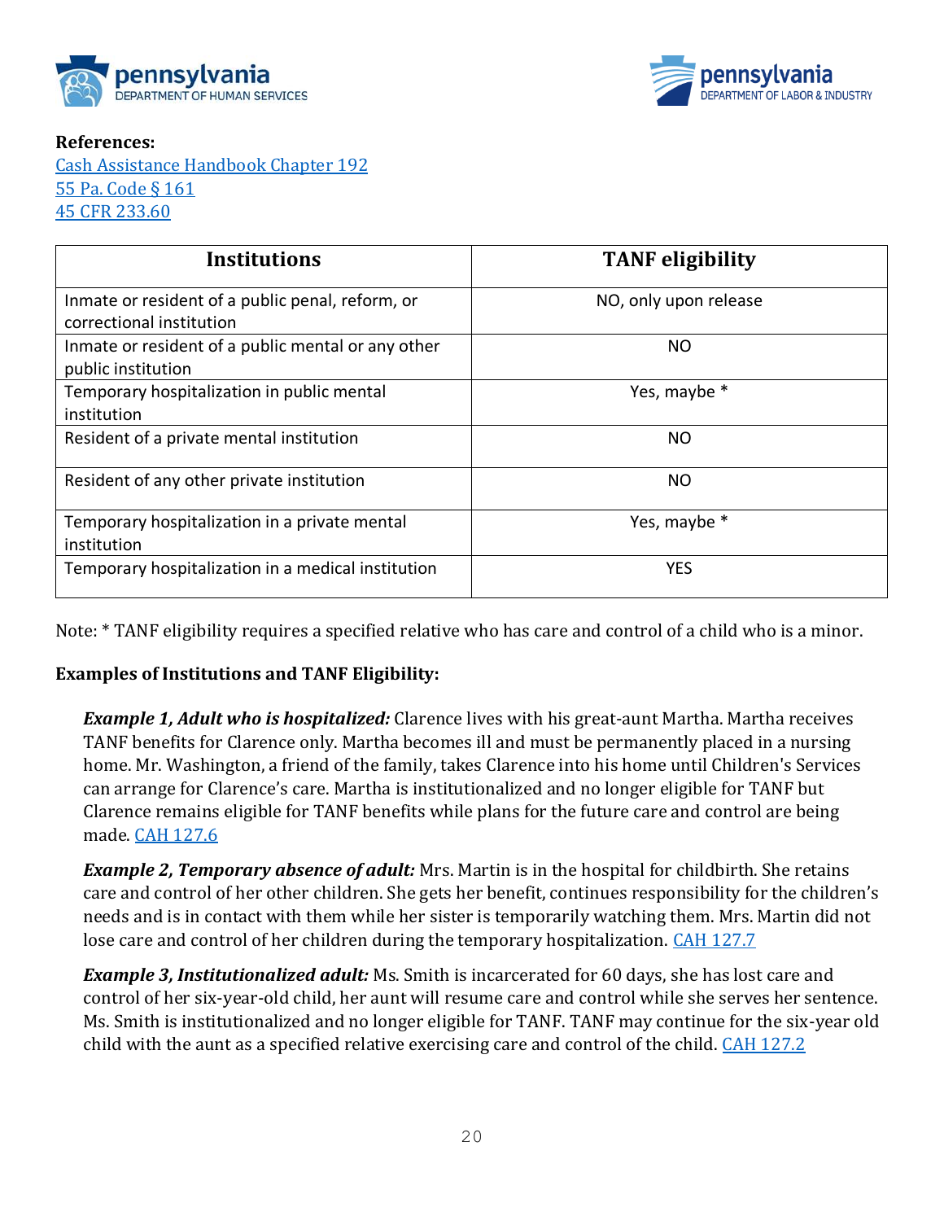**References:**
[Cash Assistance Handbook Chapter 192](#)
[55 Pa. Code § 161](#)
[45 CFR 233.60](#)

| Institutions | TANF eligibility |
|---|---|
| Inmate or resident of a public penal, reform, or correctional institution | NO, only upon release |
| Inmate or resident of a public mental or any other public institution | NO |
| Temporary hospitalization in public mental institution | Yes, maybe * |
| Resident of a private mental institution | NO |
| Resident of any other private institution | NO |
| Temporary hospitalization in a private mental institution | Yes, maybe * |
| Temporary hospitalization in a medical institution | YES |

Note: * TANF eligibility requires a specified relative who has care and control of a child who is a minor.

**Examples of Institutions and TANF Eligibility:**

***Example 1, Adult who is hospitalized:*** Clarence lives with his great-aunt Martha. Martha receives TANF benefits for Clarence only. Martha becomes ill and must be permanently placed in a nursing home. Mr. Washington, a friend of the family, takes Clarence into his home until Children's Services can arrange for Clarence's care. Martha is institutionalized and no longer eligible for TANF but Clarence remains eligible for TANF benefits while plans for the future care and control are being made. [CAH 127.6](#)

***Example 2, Temporary absence of adult:*** Mrs. Martin is in the hospital for childbirth. She retains care and control of her other children. She gets her benefit, continues responsibility for the children's needs and is in contact with them while her sister is temporarily watching them. Mrs. Martin did not lose care and control of her children during the temporary hospitalization. [CAH 127.7](#)

***Example 3, Institutionalized adult:*** Ms. Smith is incarcerated for 60 days, she has lost care and control of her six-year-old child, her aunt will resume care and control while she serves her sentence. Ms. Smith is institutionalized and no longer eligible for TANF. TANF may continue for the six-year old child with the aunt as a specified relative exercising care and control of the child. [CAH 127.2](#)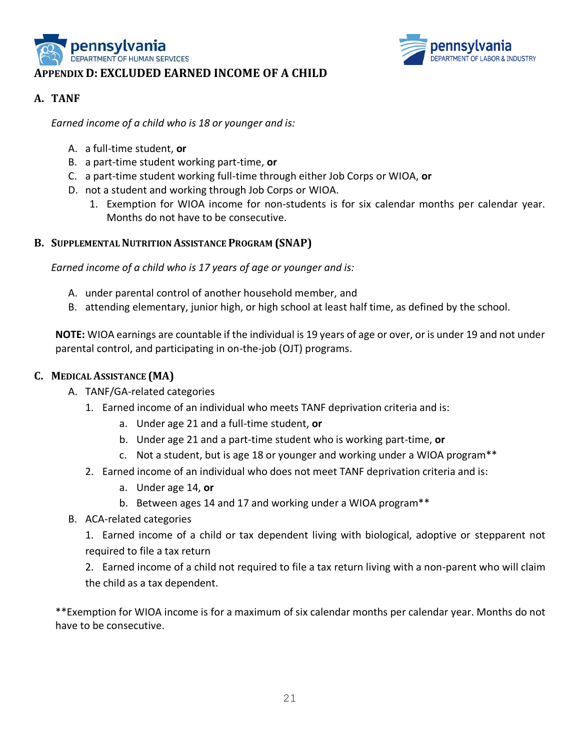# APPENDIX D: EXCLUDED EARNED INCOME OF A CHILD

## A. TANF

*Earned income of a child who is 18 or younger and is:*

A. a full-time student, **or**
B. a part-time student working part-time, **or**
C. a part-time student working full-time through either Job Corps or WIOA, **or**
D. not a student and working through Job Corps or WIOA.
   1. Exemption for WIOA income for non-students is for six calendar months per calendar year. Months do not have to be consecutive.

## B. SUPPLEMENTAL NUTRITION ASSISTANCE PROGRAM (SNAP)

*Earned income of a child who is 17 years of age or younger and is:*

A. under parental control of another household member, and
B. attending elementary, junior high, or high school at least half time, as defined by the school.

**NOTE:** WIOA earnings are countable if the individual is 19 years of age or over, or is under 19 and not under parental control, and participating in on-the-job (OJT) programs.

## C. MEDICAL ASSISTANCE (MA)

A. TANF/GA-related categories
   1. Earned income of an individual who meets TANF deprivation criteria and is:
      a. Under age 21 and a full-time student, **or**
      b. Under age 21 and a part-time student who is working part-time, **or**
      c. Not a student, but is age 18 or younger and working under a WIOA program**
   2. Earned income of an individual who does not meet TANF deprivation criteria and is:
      a. Under age 14, **or**
      b. Between ages 14 and 17 and working under a WIOA program**
B. ACA-related categories
   1. Earned income of a child or tax dependent living with biological, adoptive or stepparent not required to file a tax return
   2. Earned income of a child not required to file a tax return living with a non-parent who will claim the child as a tax dependent.

**Exemption for WIOA income is for a maximum of six calendar months per calendar year. Months do not have to be consecutive.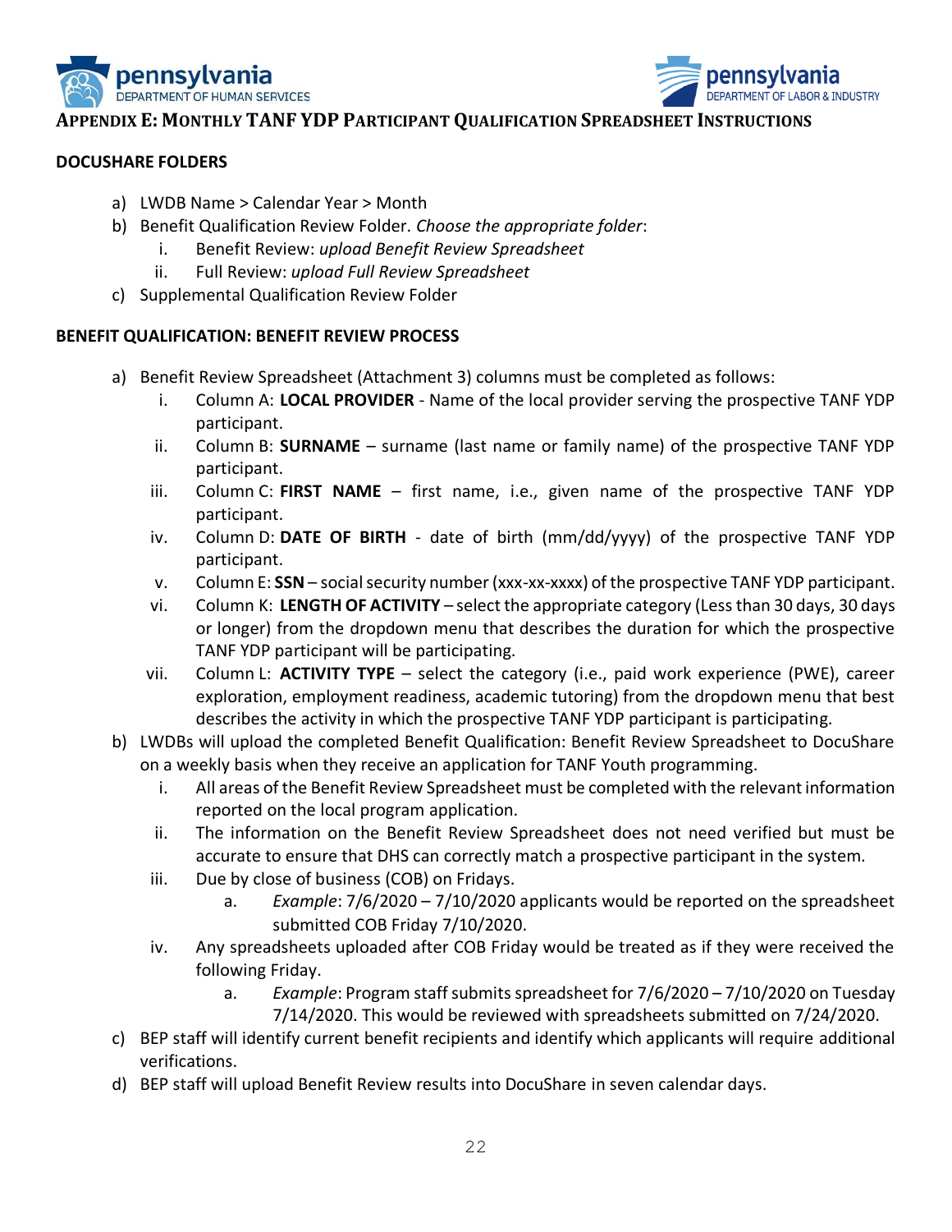## Appendix E: Monthly TANF YDP Participant Qualification Spreadsheet Instructions

**DOCUSHARE FOLDERS**

a) LWDB Name > Calendar Year > Month
b) Benefit Qualification Review Folder. *Choose the appropriate folder*:
    i. Benefit Review: *upload Benefit Review Spreadsheet*
    ii. Full Review: *upload Full Review Spreadsheet*
c) Supplemental Qualification Review Folder

**BENEFIT QUALIFICATION: BENEFIT REVIEW PROCESS**

a) Benefit Review Spreadsheet (Attachment 3) columns must be completed as follows:
    i. Column A: **LOCAL PROVIDER** - Name of the local provider serving the prospective TANF YDP participant.
    ii. Column B: **SURNAME** – surname (last name or family name) of the prospective TANF YDP participant.
    iii. Column C: **FIRST NAME** – first name, i.e., given name of the prospective TANF YDP participant.
    iv. Column D: **DATE OF BIRTH** - date of birth (mm/dd/yyyy) of the prospective TANF YDP participant.
    v. Column E: **SSN** – social security number (xxx-xx-xxxx) of the prospective TANF YDP participant.
    vi. Column K: **LENGTH OF ACTIVITY** – select the appropriate category (Less than 30 days, 30 days or longer) from the dropdown menu that describes the duration for which the prospective TANF YDP participant will be participating.
    vii. Column L: **ACTIVITY TYPE** – select the category (i.e., paid work experience (PWE), career exploration, employment readiness, academic tutoring) from the dropdown menu that best describes the activity in which the prospective TANF YDP participant is participating.
b) LWDBs will upload the completed Benefit Qualification: Benefit Review Spreadsheet to DocuShare on a weekly basis when they receive an application for TANF Youth programming.
    i. All areas of the Benefit Review Spreadsheet must be completed with the relevant information reported on the local program application.
    ii. The information on the Benefit Review Spreadsheet does not need verified but must be accurate to ensure that DHS can correctly match a prospective participant in the system.
    iii. Due by close of business (COB) on Fridays.
        a. *Example*: 7/6/2020 – 7/10/2020 applicants would be reported on the spreadsheet submitted COB Friday 7/10/2020.
    iv. Any spreadsheets uploaded after COB Friday would be treated as if they were received the following Friday.
        a. *Example*: Program staff submits spreadsheet for 7/6/2020 – 7/10/2020 on Tuesday 7/14/2020. This would be reviewed with spreadsheets submitted on 7/24/2020.
c) BEP staff will identify current benefit recipients and identify which applicants will require additional verifications.
d) BEP staff will upload Benefit Review results into DocuShare in seven calendar days.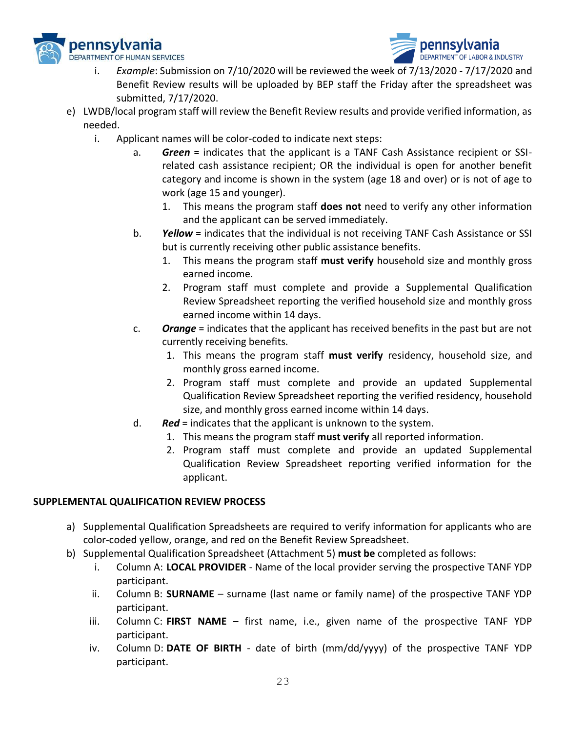i. *Example*: Submission on 7/10/2020 will be reviewed the week of 7/13/2020 - 7/17/2020 and Benefit Review results will be uploaded by BEP staff the Friday after the spreadsheet was submitted, 7/17/2020.

e) LWDB/local program staff will review the Benefit Review results and provide verified information, as needed.
   i. Applicant names will be color-coded to indicate next steps:
      a. ***Green*** = indicates that the applicant is a TANF Cash Assistance recipient or SSI-related cash assistance recipient; OR the individual is open for another benefit category and income is shown in the system (age 18 and over) or is not of age to work (age 15 and younger).
         1. This means the program staff **does not** need to verify any other information and the applicant can be served immediately.
      b. ***Yellow*** = indicates that the individual is not receiving TANF Cash Assistance or SSI but is currently receiving other public assistance benefits.
         1. This means the program staff **must verify** household size and monthly gross earned income.
         2. Program staff must complete and provide a Supplemental Qualification Review Spreadsheet reporting the verified household size and monthly gross earned income within 14 days.
      c. ***Orange*** = indicates that the applicant has received benefits in the past but are not currently receiving benefits.
         1. This means the program staff **must verify** residency, household size, and monthly gross earned income.
         2. Program staff must complete and provide an updated Supplemental Qualification Review Spreadsheet reporting the verified residency, household size, and monthly gross earned income within 14 days.
      d. ***Red*** = indicates that the applicant is unknown to the system.
         1. This means the program staff **must verify** all reported information.
         2. Program staff must complete and provide an updated Supplemental Qualification Review Spreadsheet reporting verified information for the applicant.

**SUPPLEMENTAL QUALIFICATION REVIEW PROCESS**

a) Supplemental Qualification Spreadsheets are required to verify information for applicants who are color-coded yellow, orange, and red on the Benefit Review Spreadsheet.

b) Supplemental Qualification Spreadsheet (Attachment 5) **must be** completed as follows:
   i. Column A: **LOCAL PROVIDER** - Name of the local provider serving the prospective TANF YDP participant.
   ii. Column B: **SURNAME** – surname (last name or family name) of the prospective TANF YDP participant.
   iii. Column C: **FIRST NAME** – first name, i.e., given name of the prospective TANF YDP participant.
   iv. Column D: **DATE OF BIRTH** - date of birth (mm/dd/yyyy) of the prospective TANF YDP participant.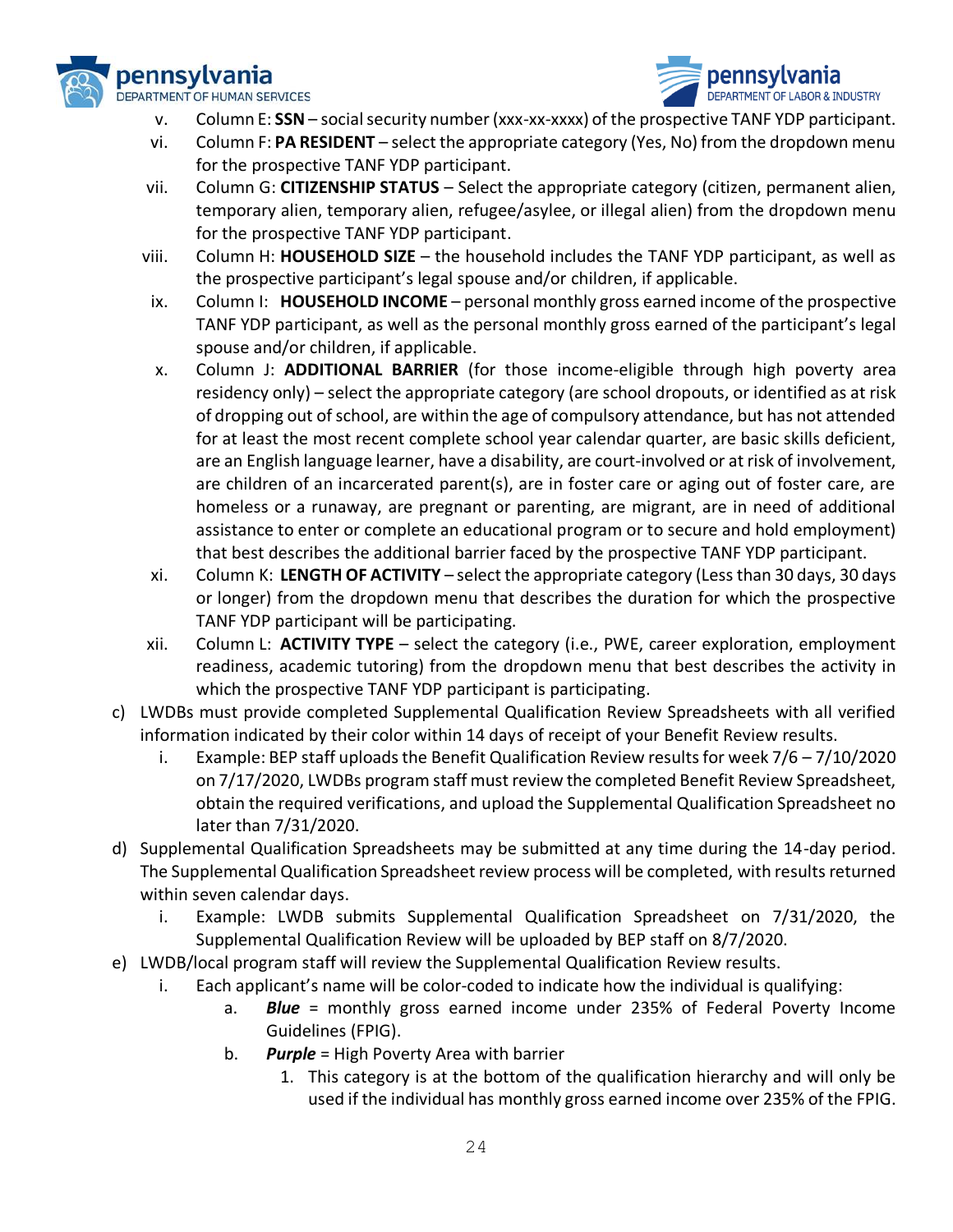v. Column E: **SSN** – social security number (xxx-xx-xxxx) of the prospective TANF YDP participant.

vi. Column F: **PA RESIDENT** – select the appropriate category (Yes, No) from the dropdown menu for the prospective TANF YDP participant.

vii. Column G: **CITIZENSHIP STATUS** – Select the appropriate category (citizen, permanent alien, temporary alien, temporary alien, refugee/asylee, or illegal alien) from the dropdown menu for the prospective TANF YDP participant.

viii. Column H: **HOUSEHOLD SIZE** – the household includes the TANF YDP participant, as well as the prospective participant's legal spouse and/or children, if applicable.

ix. Column I: **HOUSEHOLD INCOME** – personal monthly gross earned income of the prospective TANF YDP participant, as well as the personal monthly gross earned of the participant's legal spouse and/or children, if applicable.

x. Column J: **ADDITIONAL BARRIER** (for those income-eligible through high poverty area residency only) – select the appropriate category (are school dropouts, or identified as at risk of dropping out of school, are within the age of compulsory attendance, but has not attended for at least the most recent complete school year calendar quarter, are basic skills deficient, are an English language learner, have a disability, are court-involved or at risk of involvement, are children of an incarcerated parent(s), are in foster care or aging out of foster care, are homeless or a runaway, are pregnant or parenting, are migrant, are in need of additional assistance to enter or complete an educational program or to secure and hold employment) that best describes the additional barrier faced by the prospective TANF YDP participant.

xi. Column K: **LENGTH OF ACTIVITY** – select the appropriate category (Less than 30 days, 30 days or longer) from the dropdown menu that describes the duration for which the prospective TANF YDP participant will be participating.

xii. Column L: **ACTIVITY TYPE** – select the category (i.e., PWE, career exploration, employment readiness, academic tutoring) from the dropdown menu that best describes the activity in which the prospective TANF YDP participant is participating.

c) LWDBs must provide completed Supplemental Qualification Review Spreadsheets with all verified information indicated by their color within 14 days of receipt of your Benefit Review results.

   i. Example: BEP staff uploads the Benefit Qualification Review results for week 7/6 – 7/10/2020 on 7/17/2020, LWDBs program staff must review the completed Benefit Review Spreadsheet, obtain the required verifications, and upload the Supplemental Qualification Spreadsheet no later than 7/31/2020.

d) Supplemental Qualification Spreadsheets may be submitted at any time during the 14-day period. The Supplemental Qualification Spreadsheet review process will be completed, with results returned within seven calendar days.

   i. Example: LWDB submits Supplemental Qualification Spreadsheet on 7/31/2020, the Supplemental Qualification Review will be uploaded by BEP staff on 8/7/2020.

e) LWDB/local program staff will review the Supplemental Qualification Review results.

   i. Each applicant's name will be color-coded to indicate how the individual is qualifying:

      a. ***Blue*** = monthly gross earned income under 235% of Federal Poverty Income Guidelines (FPIG).

      b. ***Purple*** = High Poverty Area with barrier

         1. This category is at the bottom of the qualification hierarchy and will only be used if the individual has monthly gross earned income over 235% of the FPIG.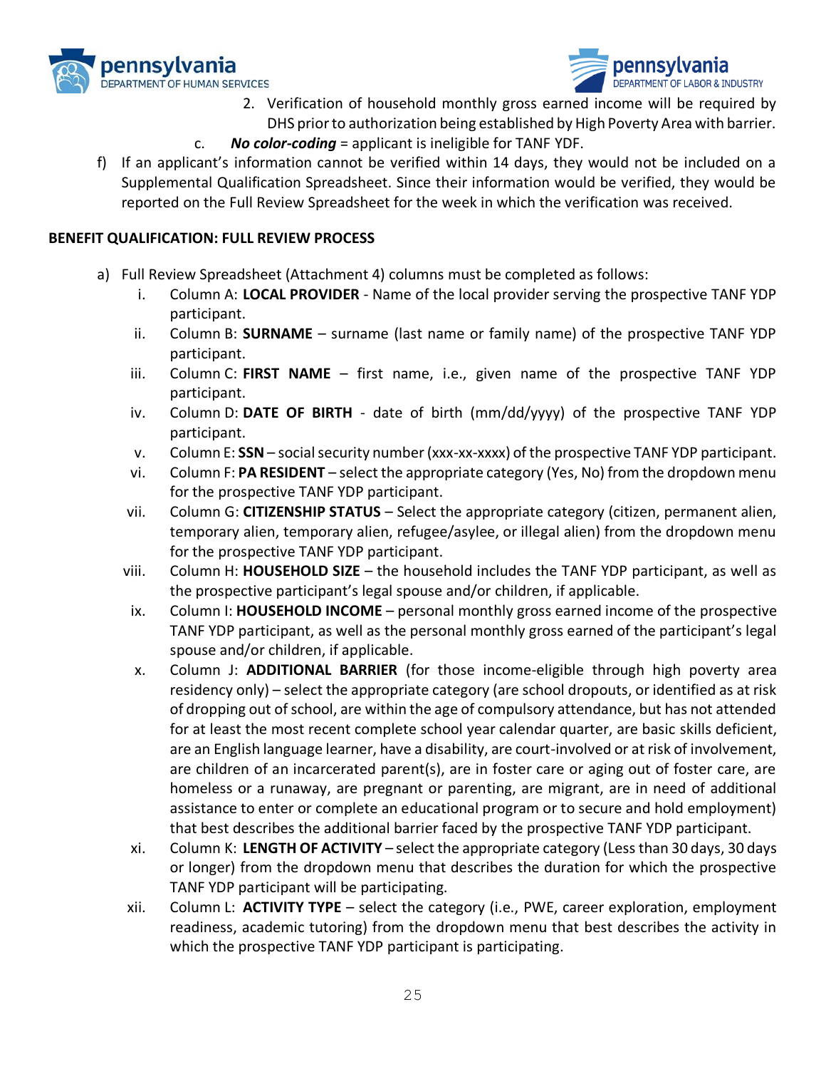2. Verification of household monthly gross earned income will be required by DHS prior to authorization being established by High Poverty Area with barrier.

c. ***No color-coding*** = applicant is ineligible for TANF YDF.

f) If an applicant's information cannot be verified within 14 days, they would not be included on a Supplemental Qualification Spreadsheet. Since their information would be verified, they would be reported on the Full Review Spreadsheet for the week in which the verification was received.

**BENEFIT QUALIFICATION: FULL REVIEW PROCESS**

a) Full Review Spreadsheet (Attachment 4) columns must be completed as follows:

i. Column A: **LOCAL PROVIDER** - Name of the local provider serving the prospective TANF YDP participant.

ii. Column B: **SURNAME** – surname (last name or family name) of the prospective TANF YDP participant.

iii. Column C: **FIRST NAME** – first name, i.e., given name of the prospective TANF YDP participant.

iv. Column D: **DATE OF BIRTH** - date of birth (mm/dd/yyyy) of the prospective TANF YDP participant.

v. Column E: **SSN** – social security number (xxx-xx-xxxx) of the prospective TANF YDP participant.

vi. Column F: **PA RESIDENT** – select the appropriate category (Yes, No) from the dropdown menu for the prospective TANF YDP participant.

vii. Column G: **CITIZENSHIP STATUS** – Select the appropriate category (citizen, permanent alien, temporary alien, temporary alien, refugee/asylee, or illegal alien) from the dropdown menu for the prospective TANF YDP participant.

viii. Column H: **HOUSEHOLD SIZE** – the household includes the TANF YDP participant, as well as the prospective participant's legal spouse and/or children, if applicable.

ix. Column I: **HOUSEHOLD INCOME** – personal monthly gross earned income of the prospective TANF YDP participant, as well as the personal monthly gross earned of the participant's legal spouse and/or children, if applicable.

x. Column J: **ADDITIONAL BARRIER** (for those income-eligible through high poverty area residency only) – select the appropriate category (are school dropouts, or identified as at risk of dropping out of school, are within the age of compulsory attendance, but has not attended for at least the most recent complete school year calendar quarter, are basic skills deficient, are an English language learner, have a disability, are court-involved or at risk of involvement, are children of an incarcerated parent(s), are in foster care or aging out of foster care, are homeless or a runaway, are pregnant or parenting, are migrant, are in need of additional assistance to enter or complete an educational program or to secure and hold employment) that best describes the additional barrier faced by the prospective TANF YDP participant.

xi. Column K: **LENGTH OF ACTIVITY** – select the appropriate category (Less than 30 days, 30 days or longer) from the dropdown menu that describes the duration for which the prospective TANF YDP participant will be participating.

xii. Column L: **ACTIVITY TYPE** – select the category (i.e., PWE, career exploration, employment readiness, academic tutoring) from the dropdown menu that best describes the activity in which the prospective TANF YDP participant is participating.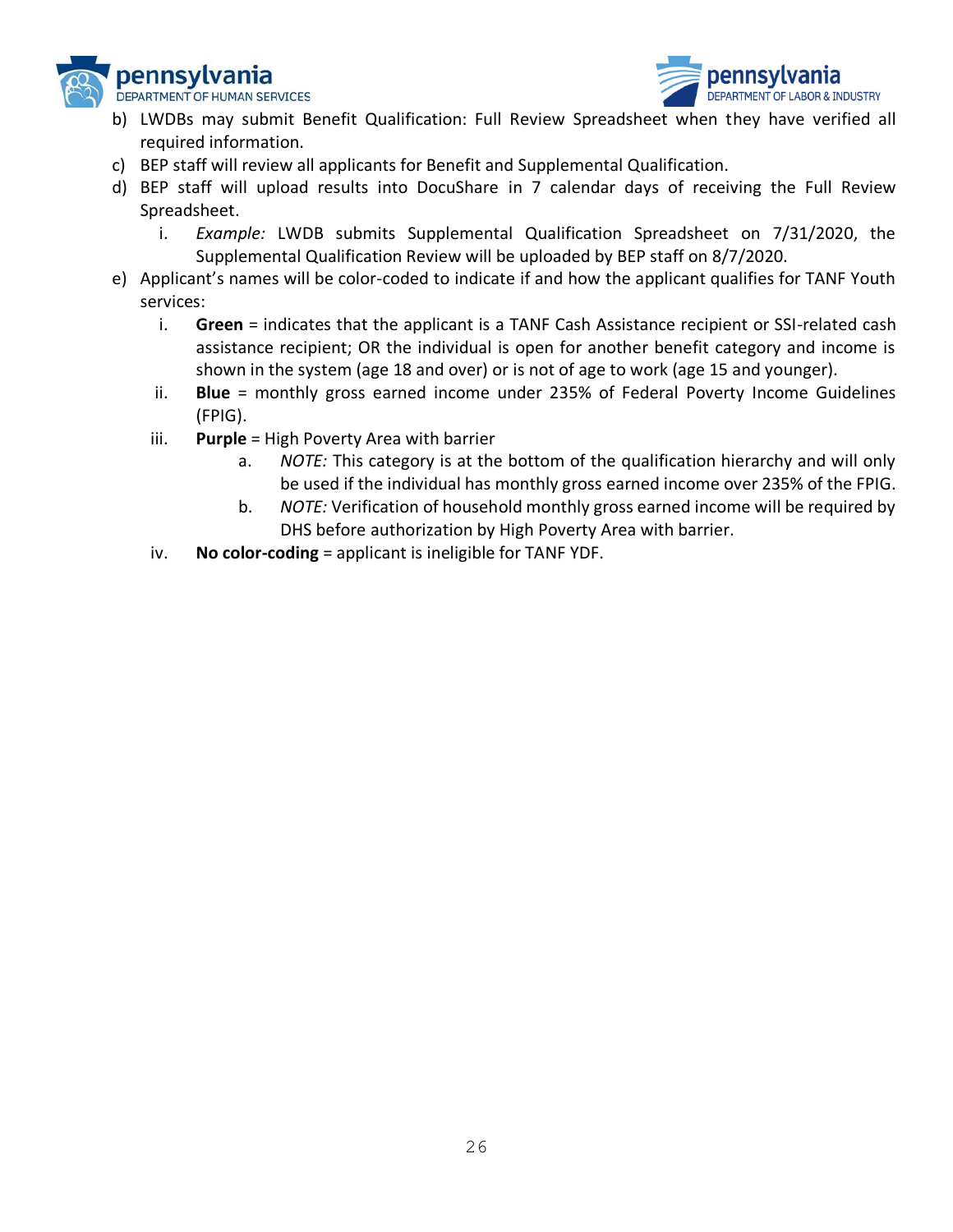b) LWDBs may submit Benefit Qualification: Full Review Spreadsheet when they have verified all required information.
c) BEP staff will review all applicants for Benefit and Supplemental Qualification.
d) BEP staff will upload results into DocuShare in 7 calendar days of receiving the Full Review Spreadsheet.
   i. *Example:* LWDB submits Supplemental Qualification Spreadsheet on 7/31/2020, the Supplemental Qualification Review will be uploaded by BEP staff on 8/7/2020.
e) Applicant's names will be color-coded to indicate if and how the applicant qualifies for TANF Youth services:
   i. **Green** = indicates that the applicant is a TANF Cash Assistance recipient or SSI-related cash assistance recipient; OR the individual is open for another benefit category and income is shown in the system (age 18 and over) or is not of age to work (age 15 and younger).
   ii. **Blue** = monthly gross earned income under 235% of Federal Poverty Income Guidelines (FPIG).
   iii. **Purple** = High Poverty Area with barrier
      a. *NOTE:* This category is at the bottom of the qualification hierarchy and will only be used if the individual has monthly gross earned income over 235% of the FPIG.
      b. *NOTE:* Verification of household monthly gross earned income will be required by DHS before authorization by High Poverty Area with barrier.
   iv. **No color-coding** = applicant is ineligible for TANF YDF.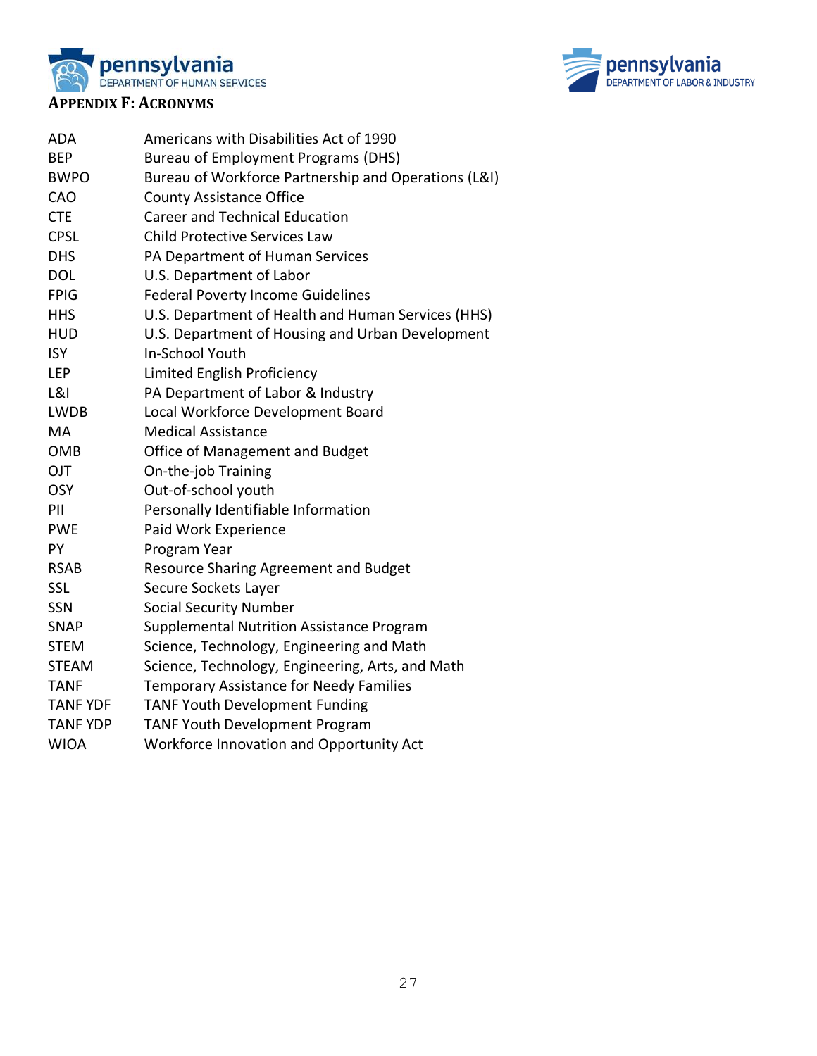## Appendix F: Acronyms

| | |
|---|---|
| ADA | Americans with Disabilities Act of 1990 |
| BEP | Bureau of Employment Programs (DHS) |
| BWPO | Bureau of Workforce Partnership and Operations (L&I) |
| CAO | County Assistance Office |
| CTE | Career and Technical Education |
| CPSL | Child Protective Services Law |
| DHS | PA Department of Human Services |
| DOL | U.S. Department of Labor |
| FPIG | Federal Poverty Income Guidelines |
| HHS | U.S. Department of Health and Human Services (HHS) |
| HUD | U.S. Department of Housing and Urban Development |
| ISY | In-School Youth |
| LEP | Limited English Proficiency |
| L&I | PA Department of Labor & Industry |
| LWDB | Local Workforce Development Board |
| MA | Medical Assistance |
| OMB | Office of Management and Budget |
| OJT | On-the-job Training |
| OSY | Out-of-school youth |
| PII | Personally Identifiable Information |
| PWE | Paid Work Experience |
| PY | Program Year |
| RSAB | Resource Sharing Agreement and Budget |
| SSL | Secure Sockets Layer |
| SSN | Social Security Number |
| SNAP | Supplemental Nutrition Assistance Program |
| STEM | Science, Technology, Engineering and Math |
| STEAM | Science, Technology, Engineering, Arts, and Math |
| TANF | Temporary Assistance for Needy Families |
| TANF YDF | TANF Youth Development Funding |
| TANF YDP | TANF Youth Development Program |
| WIOA | Workforce Innovation and Opportunity Act |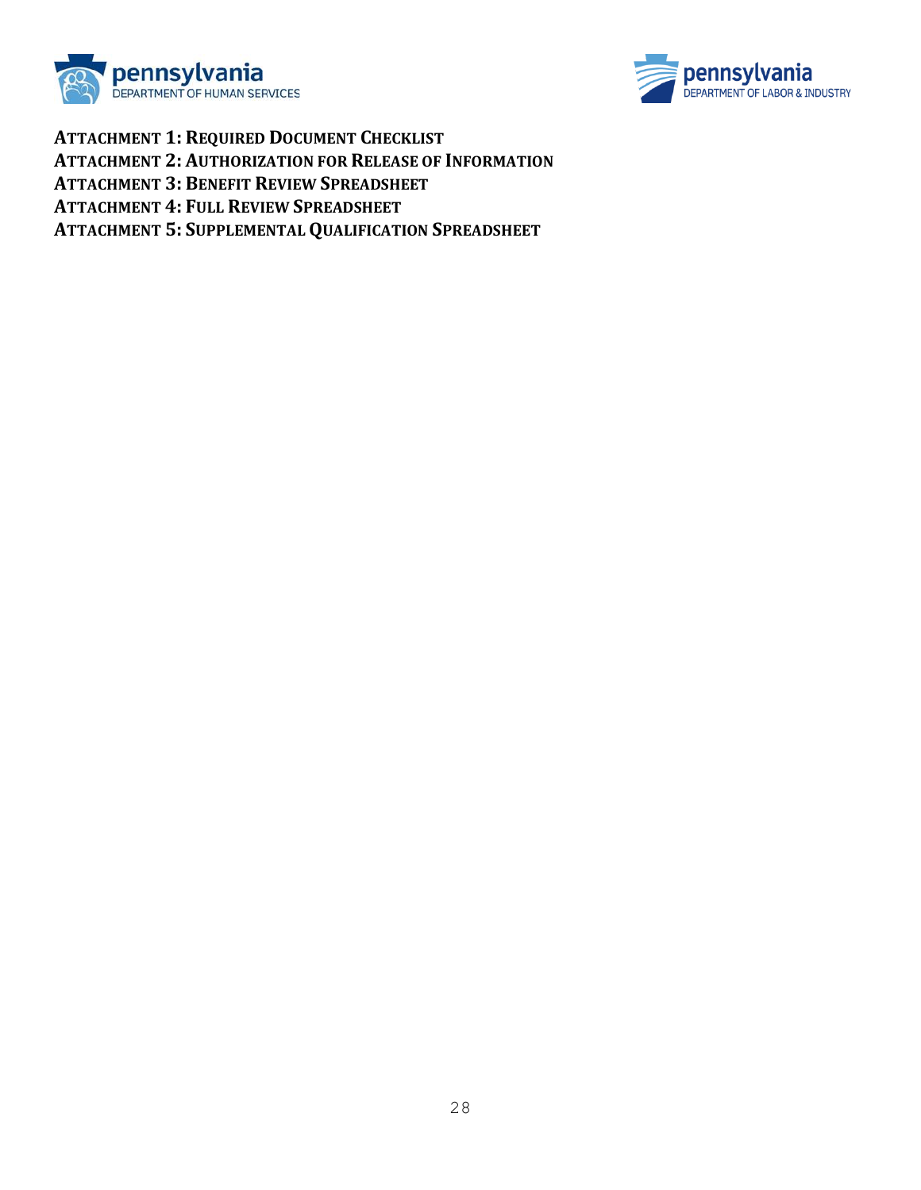**ATTACHMENT 1: REQUIRED DOCUMENT CHECKLIST**
**ATTACHMENT 2: AUTHORIZATION FOR RELEASE OF INFORMATION**
**ATTACHMENT 3: BENEFIT REVIEW SPREADSHEET**
**ATTACHMENT 4: FULL REVIEW SPREADSHEET**
**ATTACHMENT 5: SUPPLEMENTAL QUALIFICATION SPREADSHEET**